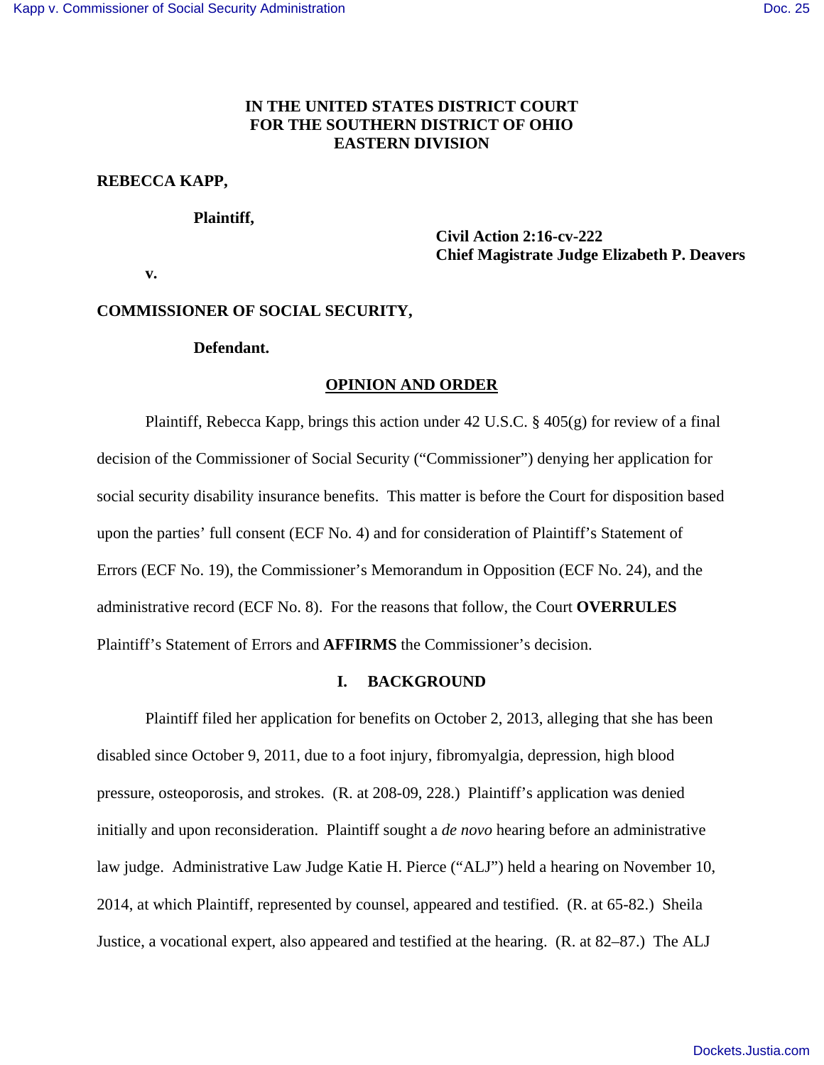**IN THE UNITED STATES DISTRICT COURT**
**FOR THE SOUTHERN DISTRICT OF OHIO**
**EASTERN DIVISION**

**REBECCA KAPP,**

**Plaintiff,**

**Civil Action 2:16-cv-222**
**Chief Magistrate Judge Elizabeth P. Deavers**

**v.**

**COMMISSIONER OF SOCIAL SECURITY,**

**Defendant.**

## OPINION AND ORDER

Plaintiff, Rebecca Kapp, brings this action under 42 U.S.C. § 405(g) for review of a final decision of the Commissioner of Social Security ("Commissioner") denying her application for social security disability insurance benefits. This matter is before the Court for disposition based upon the parties' full consent (ECF No. 4) and for consideration of Plaintiff's Statement of Errors (ECF No. 19), the Commissioner's Memorandum in Opposition (ECF No. 24), and the administrative record (ECF No. 8). For the reasons that follow, the Court **OVERRULES** Plaintiff's Statement of Errors and **AFFIRMS** the Commissioner's decision.

## I. BACKGROUND

Plaintiff filed her application for benefits on October 2, 2013, alleging that she has been disabled since October 9, 2011, due to a foot injury, fibromyalgia, depression, high blood pressure, osteoporosis, and strokes. (R. at 208-09, 228.) Plaintiff's application was denied initially and upon reconsideration. Plaintiff sought a *de novo* hearing before an administrative law judge. Administrative Law Judge Katie H. Pierce ("ALJ") held a hearing on November 10, 2014, at which Plaintiff, represented by counsel, appeared and testified. (R. at 65-82.) Sheila Justice, a vocational expert, also appeared and testified at the hearing. (R. at 82–87.) The ALJ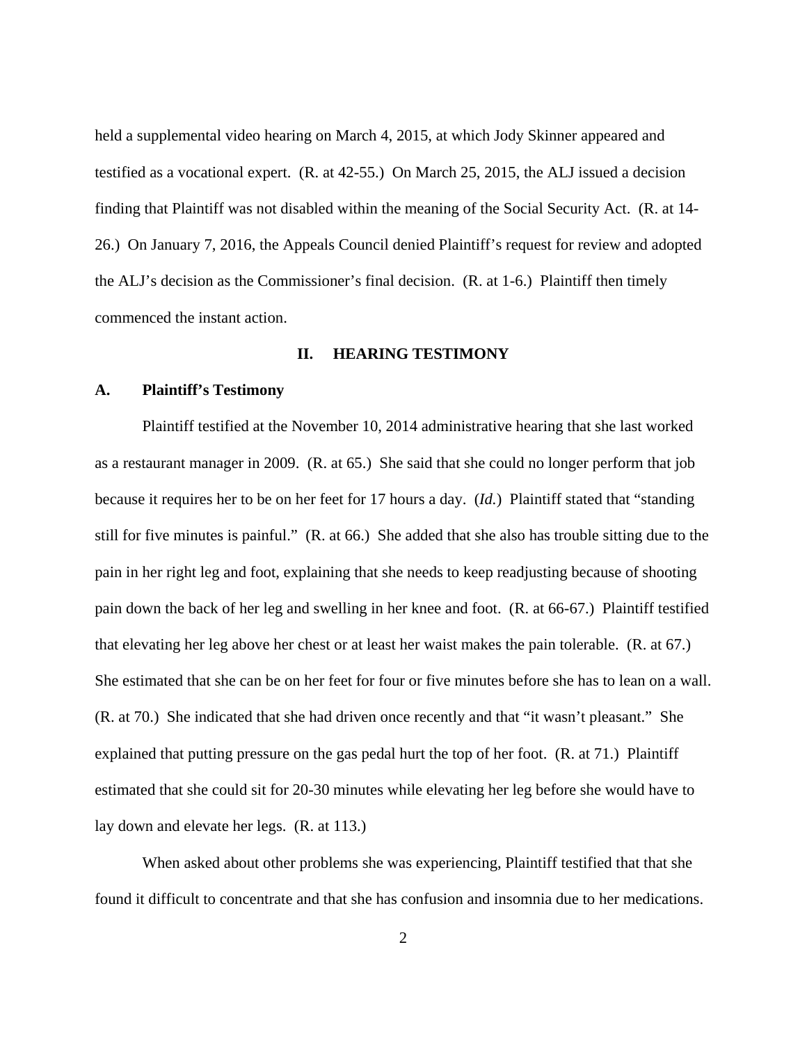held a supplemental video hearing on March 4, 2015, at which Jody Skinner appeared and testified as a vocational expert. (R. at 42-55.) On March 25, 2015, the ALJ issued a decision finding that Plaintiff was not disabled within the meaning of the Social Security Act. (R. at 14-26.) On January 7, 2016, the Appeals Council denied Plaintiff's request for review and adopted the ALJ's decision as the Commissioner's final decision. (R. at 1-6.) Plaintiff then timely commenced the instant action.

## II. HEARING TESTIMONY

### A. Plaintiff's Testimony

Plaintiff testified at the November 10, 2014 administrative hearing that she last worked as a restaurant manager in 2009. (R. at 65.) She said that she could no longer perform that job because it requires her to be on her feet for 17 hours a day. (*Id.*) Plaintiff stated that "standing still for five minutes is painful." (R. at 66.) She added that she also has trouble sitting due to the pain in her right leg and foot, explaining that she needs to keep readjusting because of shooting pain down the back of her leg and swelling in her knee and foot. (R. at 66-67.) Plaintiff testified that elevating her leg above her chest or at least her waist makes the pain tolerable. (R. at 67.) She estimated that she can be on her feet for four or five minutes before she has to lean on a wall. (R. at 70.) She indicated that she had driven once recently and that "it wasn't pleasant." She explained that putting pressure on the gas pedal hurt the top of her foot. (R. at 71.) Plaintiff estimated that she could sit for 20-30 minutes while elevating her leg before she would have to lay down and elevate her legs. (R. at 113.)

When asked about other problems she was experiencing, Plaintiff testified that that she found it difficult to concentrate and that she has confusion and insomnia due to her medications.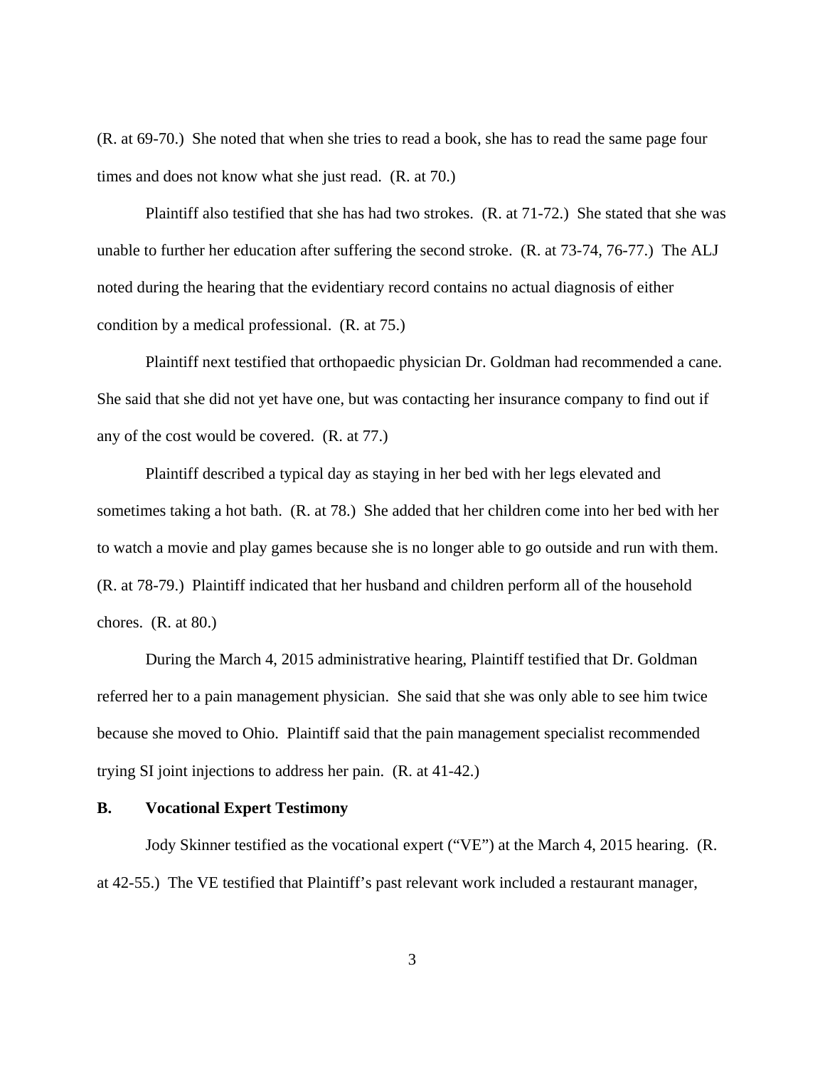(R. at 69-70.) She noted that when she tries to read a book, she has to read the same page four times and does not know what she just read. (R. at 70.)

Plaintiff also testified that she has had two strokes. (R. at 71-72.) She stated that she was unable to further her education after suffering the second stroke. (R. at 73-74, 76-77.) The ALJ noted during the hearing that the evidentiary record contains no actual diagnosis of either condition by a medical professional. (R. at 75.)

Plaintiff next testified that orthopaedic physician Dr. Goldman had recommended a cane. She said that she did not yet have one, but was contacting her insurance company to find out if any of the cost would be covered. (R. at 77.)

Plaintiff described a typical day as staying in her bed with her legs elevated and sometimes taking a hot bath. (R. at 78.) She added that her children come into her bed with her to watch a movie and play games because she is no longer able to go outside and run with them. (R. at 78-79.) Plaintiff indicated that her husband and children perform all of the household chores. (R. at 80.)

During the March 4, 2015 administrative hearing, Plaintiff testified that Dr. Goldman referred her to a pain management physician. She said that she was only able to see him twice because she moved to Ohio. Plaintiff said that the pain management specialist recommended trying SI joint injections to address her pain. (R. at 41-42.)

**B. Vocational Expert Testimony**

Jody Skinner testified as the vocational expert ("VE") at the March 4, 2015 hearing. (R. at 42-55.) The VE testified that Plaintiff's past relevant work included a restaurant manager,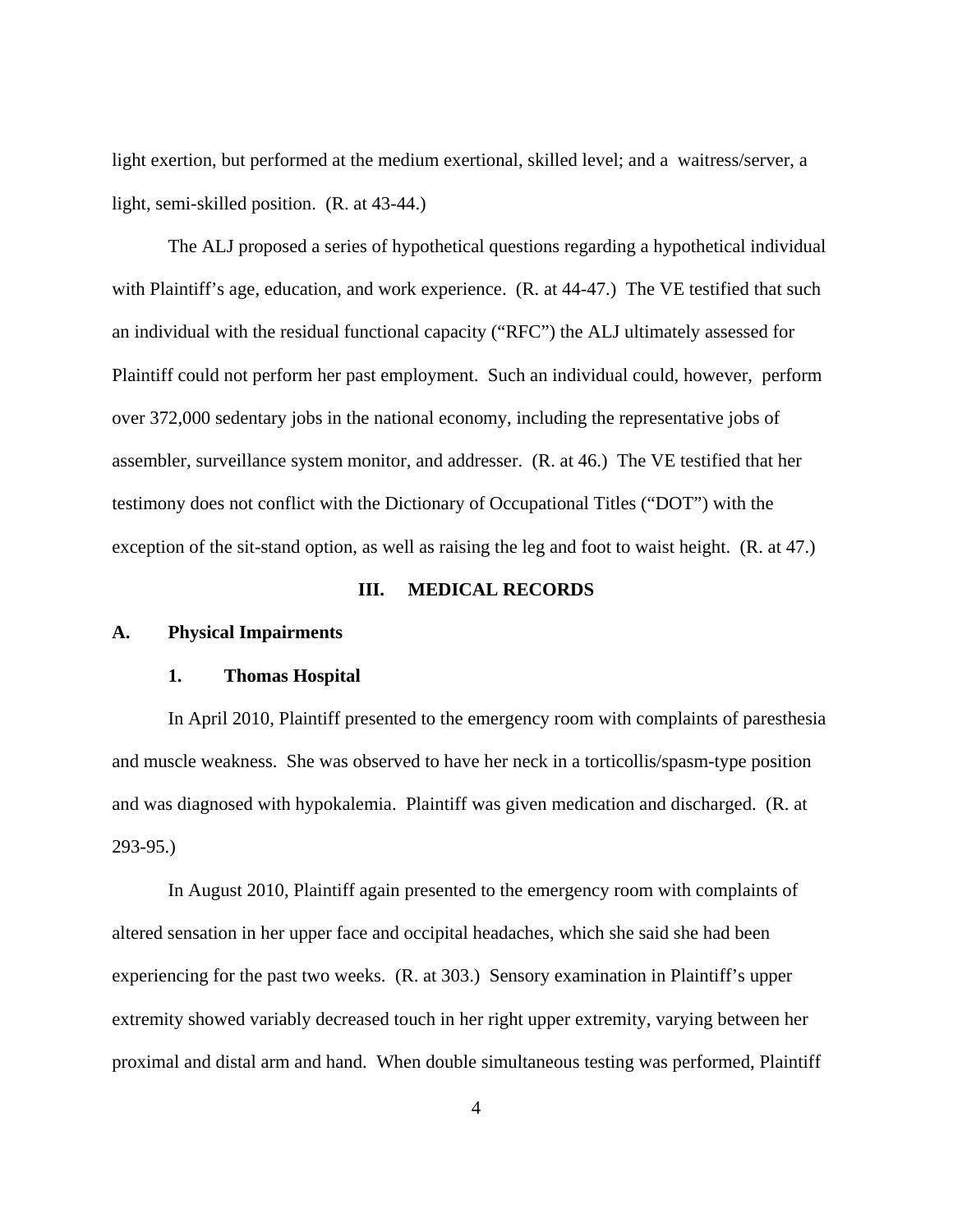light exertion, but performed at the medium exertional, skilled level; and a waitress/server, a light, semi-skilled position. (R. at 43-44.)

The ALJ proposed a series of hypothetical questions regarding a hypothetical individual with Plaintiff's age, education, and work experience. (R. at 44-47.) The VE testified that such an individual with the residual functional capacity ("RFC") the ALJ ultimately assessed for Plaintiff could not perform her past employment. Such an individual could, however, perform over 372,000 sedentary jobs in the national economy, including the representative jobs of assembler, surveillance system monitor, and addresser. (R. at 46.) The VE testified that her testimony does not conflict with the Dictionary of Occupational Titles ("DOT") with the exception of the sit-stand option, as well as raising the leg and foot to waist height. (R. at 47.)

## III. MEDICAL RECORDS

### A. Physical Impairments

#### 1. Thomas Hospital

In April 2010, Plaintiff presented to the emergency room with complaints of paresthesia and muscle weakness. She was observed to have her neck in a torticollis/spasm-type position and was diagnosed with hypokalemia. Plaintiff was given medication and discharged. (R. at 293-95.)

In August 2010, Plaintiff again presented to the emergency room with complaints of altered sensation in her upper face and occipital headaches, which she said she had been experiencing for the past two weeks. (R. at 303.) Sensory examination in Plaintiff's upper extremity showed variably decreased touch in her right upper extremity, varying between her proximal and distal arm and hand. When double simultaneous testing was performed, Plaintiff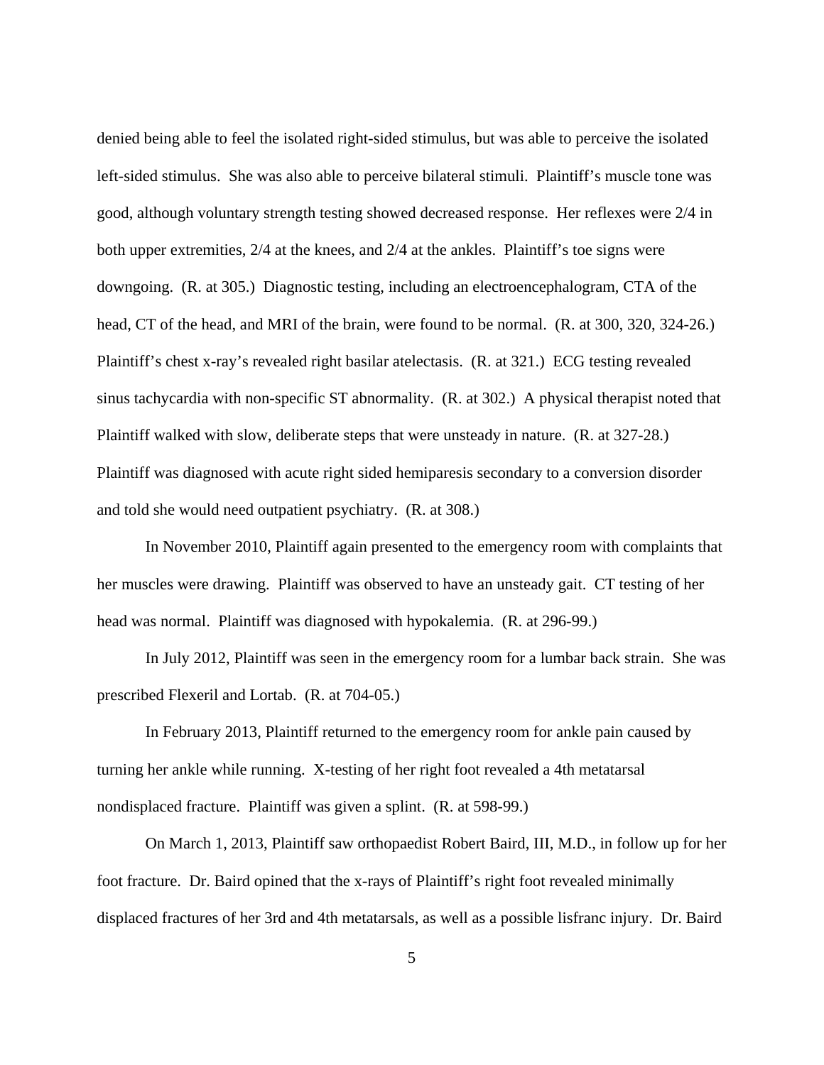denied being able to feel the isolated right-sided stimulus, but was able to perceive the isolated left-sided stimulus. She was also able to perceive bilateral stimuli. Plaintiff's muscle tone was good, although voluntary strength testing showed decreased response. Her reflexes were 2/4 in both upper extremities, 2/4 at the knees, and 2/4 at the ankles. Plaintiff's toe signs were downgoing. (R. at 305.) Diagnostic testing, including an electroencephalogram, CTA of the head, CT of the head, and MRI of the brain, were found to be normal. (R. at 300, 320, 324-26.) Plaintiff's chest x-ray's revealed right basilar atelectasis. (R. at 321.) ECG testing revealed sinus tachycardia with non-specific ST abnormality. (R. at 302.) A physical therapist noted that Plaintiff walked with slow, deliberate steps that were unsteady in nature. (R. at 327-28.) Plaintiff was diagnosed with acute right sided hemiparesis secondary to a conversion disorder and told she would need outpatient psychiatry. (R. at 308.)

In November 2010, Plaintiff again presented to the emergency room with complaints that her muscles were drawing. Plaintiff was observed to have an unsteady gait. CT testing of her head was normal. Plaintiff was diagnosed with hypokalemia. (R. at 296-99.)

In July 2012, Plaintiff was seen in the emergency room for a lumbar back strain. She was prescribed Flexeril and Lortab. (R. at 704-05.)

In February 2013, Plaintiff returned to the emergency room for ankle pain caused by turning her ankle while running. X-testing of her right foot revealed a 4th metatarsal nondisplaced fracture. Plaintiff was given a splint. (R. at 598-99.)

On March 1, 2013, Plaintiff saw orthopaedist Robert Baird, III, M.D., in follow up for her foot fracture. Dr. Baird opined that the x-rays of Plaintiff's right foot revealed minimally displaced fractures of her 3rd and 4th metatarsals, as well as a possible lisfranc injury. Dr. Baird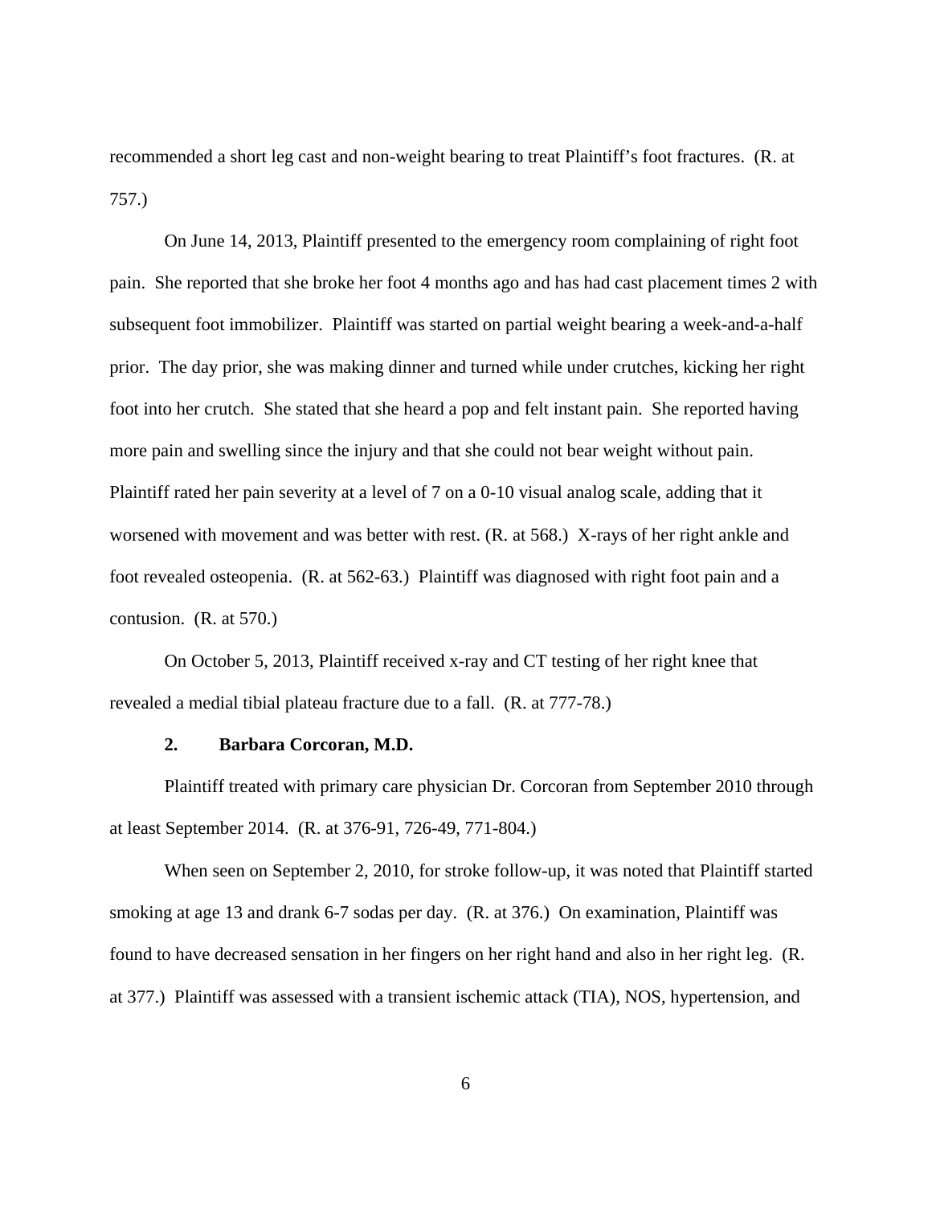recommended a short leg cast and non-weight bearing to treat Plaintiff's foot fractures. (R. at 757.)

On June 14, 2013, Plaintiff presented to the emergency room complaining of right foot pain. She reported that she broke her foot 4 months ago and has had cast placement times 2 with subsequent foot immobilizer. Plaintiff was started on partial weight bearing a week-and-a-half prior. The day prior, she was making dinner and turned while under crutches, kicking her right foot into her crutch. She stated that she heard a pop and felt instant pain. She reported having more pain and swelling since the injury and that she could not bear weight without pain. Plaintiff rated her pain severity at a level of 7 on a 0-10 visual analog scale, adding that it worsened with movement and was better with rest. (R. at 568.) X-rays of her right ankle and foot revealed osteopenia. (R. at 562-63.) Plaintiff was diagnosed with right foot pain and a contusion. (R. at 570.)

On October 5, 2013, Plaintiff received x-ray and CT testing of her right knee that revealed a medial tibial plateau fracture due to a fall. (R. at 777-78.)

#### 2. Barbara Corcoran, M.D.

Plaintiff treated with primary care physician Dr. Corcoran from September 2010 through at least September 2014. (R. at 376-91, 726-49, 771-804.)

When seen on September 2, 2010, for stroke follow-up, it was noted that Plaintiff started smoking at age 13 and drank 6-7 sodas per day. (R. at 376.) On examination, Plaintiff was found to have decreased sensation in her fingers on her right hand and also in her right leg. (R. at 377.) Plaintiff was assessed with a transient ischemic attack (TIA), NOS, hypertension, and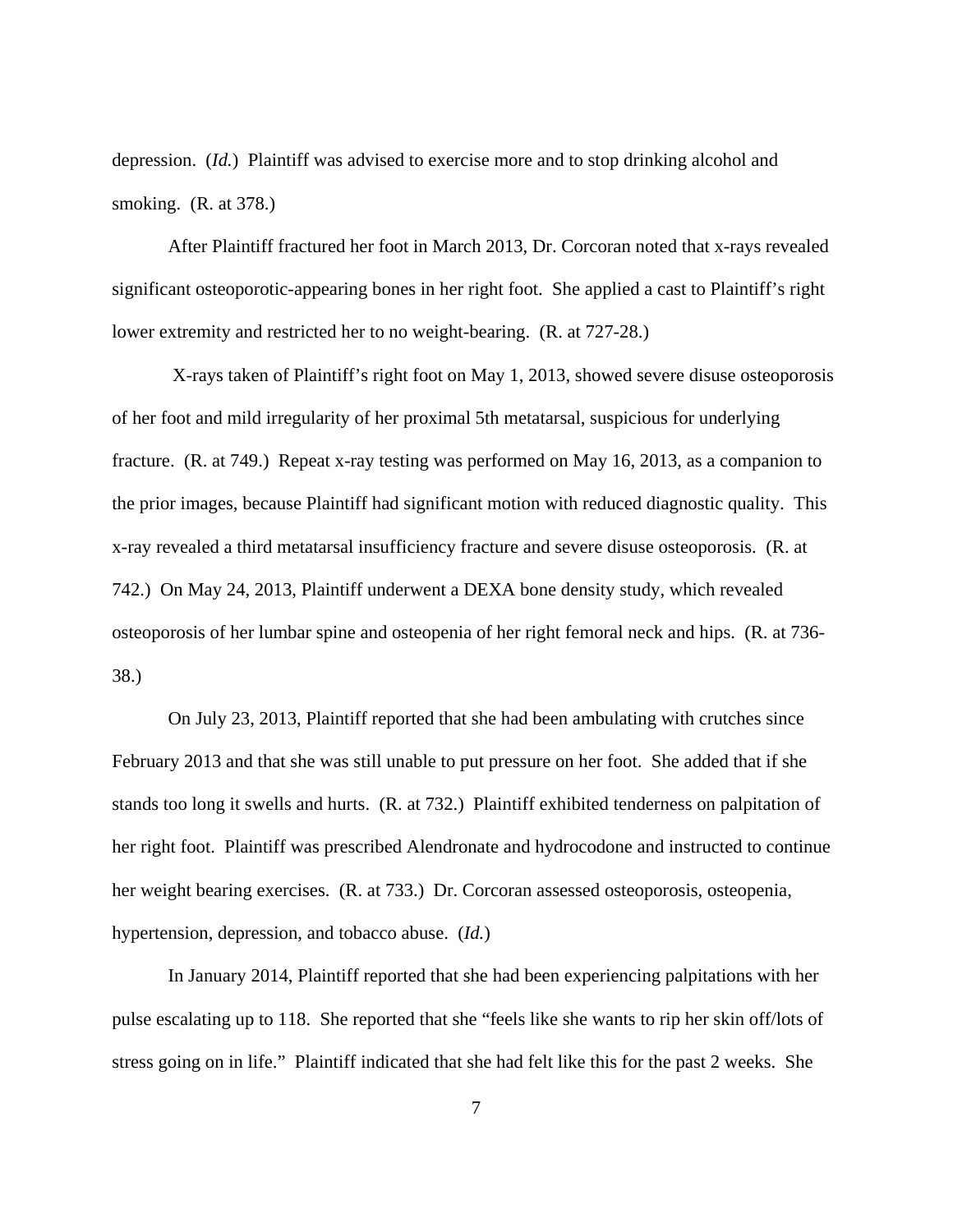depression. (*Id.*) Plaintiff was advised to exercise more and to stop drinking alcohol and smoking. (R. at 378.)

After Plaintiff fractured her foot in March 2013, Dr. Corcoran noted that x-rays revealed significant osteoporotic-appearing bones in her right foot. She applied a cast to Plaintiff's right lower extremity and restricted her to no weight-bearing. (R. at 727-28.)

X-rays taken of Plaintiff's right foot on May 1, 2013, showed severe disuse osteoporosis of her foot and mild irregularity of her proximal 5th metatarsal, suspicious for underlying fracture. (R. at 749.) Repeat x-ray testing was performed on May 16, 2013, as a companion to the prior images, because Plaintiff had significant motion with reduced diagnostic quality. This x-ray revealed a third metatarsal insufficiency fracture and severe disuse osteoporosis. (R. at 742.) On May 24, 2013, Plaintiff underwent a DEXA bone density study, which revealed osteoporosis of her lumbar spine and osteopenia of her right femoral neck and hips. (R. at 736-38.)

On July 23, 2013, Plaintiff reported that she had been ambulating with crutches since February 2013 and that she was still unable to put pressure on her foot. She added that if she stands too long it swells and hurts. (R. at 732.) Plaintiff exhibited tenderness on palpitation of her right foot. Plaintiff was prescribed Alendronate and hydrocodone and instructed to continue her weight bearing exercises. (R. at 733.) Dr. Corcoran assessed osteoporosis, osteopenia, hypertension, depression, and tobacco abuse. (*Id.*)

In January 2014, Plaintiff reported that she had been experiencing palpitations with her pulse escalating up to 118. She reported that she "feels like she wants to rip her skin off/lots of stress going on in life." Plaintiff indicated that she had felt like this for the past 2 weeks. She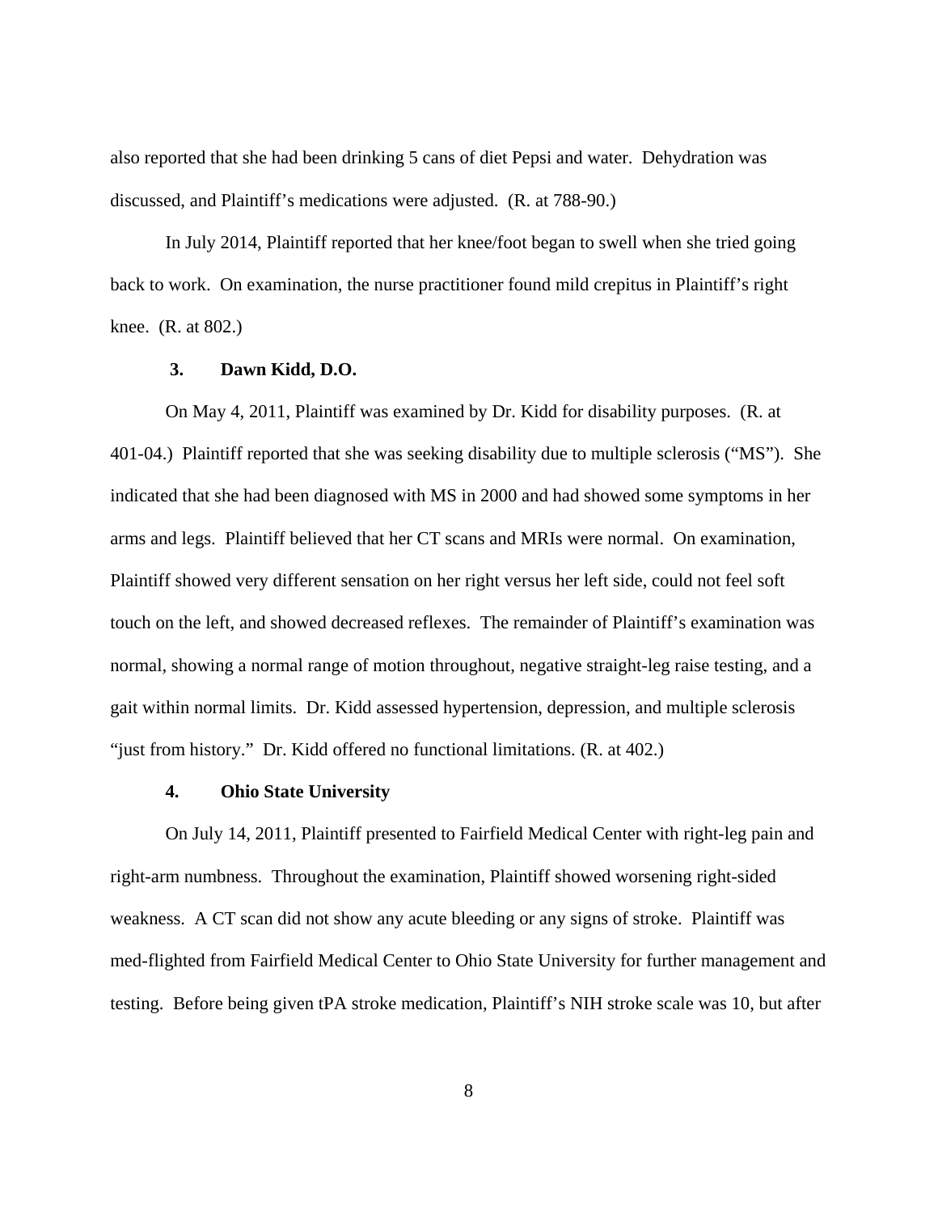also reported that she had been drinking 5 cans of diet Pepsi and water. Dehydration was discussed, and Plaintiff's medications were adjusted. (R. at 788-90.)

In July 2014, Plaintiff reported that her knee/foot began to swell when she tried going back to work. On examination, the nurse practitioner found mild crepitus in Plaintiff's right knee. (R. at 802.)

**3. Dawn Kidd, D.O.**

On May 4, 2011, Plaintiff was examined by Dr. Kidd for disability purposes. (R. at 401-04.) Plaintiff reported that she was seeking disability due to multiple sclerosis ("MS"). She indicated that she had been diagnosed with MS in 2000 and had showed some symptoms in her arms and legs. Plaintiff believed that her CT scans and MRIs were normal. On examination, Plaintiff showed very different sensation on her right versus her left side, could not feel soft touch on the left, and showed decreased reflexes. The remainder of Plaintiff's examination was normal, showing a normal range of motion throughout, negative straight-leg raise testing, and a gait within normal limits. Dr. Kidd assessed hypertension, depression, and multiple sclerosis "just from history." Dr. Kidd offered no functional limitations. (R. at 402.)

**4. Ohio State University**

On July 14, 2011, Plaintiff presented to Fairfield Medical Center with right-leg pain and right-arm numbness. Throughout the examination, Plaintiff showed worsening right-sided weakness. A CT scan did not show any acute bleeding or any signs of stroke. Plaintiff was med-flighted from Fairfield Medical Center to Ohio State University for further management and testing. Before being given tPA stroke medication, Plaintiff's NIH stroke scale was 10, but after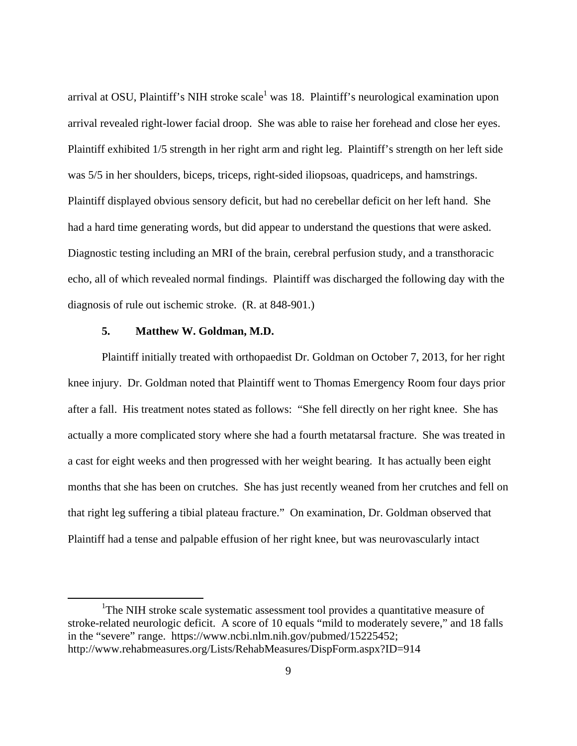arrival at OSU, Plaintiff's NIH stroke scale[1] was 18. Plaintiff's neurological examination upon arrival revealed right-lower facial droop. She was able to raise her forehead and close her eyes. Plaintiff exhibited 1/5 strength in her right arm and right leg. Plaintiff's strength on her left side was 5/5 in her shoulders, biceps, triceps, right-sided iliopsoas, quadriceps, and hamstrings. Plaintiff displayed obvious sensory deficit, but had no cerebellar deficit on her left hand. She had a hard time generating words, but did appear to understand the questions that were asked. Diagnostic testing including an MRI of the brain, cerebral perfusion study, and a transthoracic echo, all of which revealed normal findings. Plaintiff was discharged the following day with the diagnosis of rule out ischemic stroke. (R. at 848-901.)

**5. Matthew W. Goldman, M.D.**

Plaintiff initially treated with orthopaedist Dr. Goldman on October 7, 2013, for her right knee injury. Dr. Goldman noted that Plaintiff went to Thomas Emergency Room four days prior after a fall. His treatment notes stated as follows: "She fell directly on her right knee. She has actually a more complicated story where she had a fourth metatarsal fracture. She was treated in a cast for eight weeks and then progressed with her weight bearing. It has actually been eight months that she has been on crutches. She has just recently weaned from her crutches and fell on that right leg suffering a tibial plateau fracture." On examination, Dr. Goldman observed that Plaintiff had a tense and palpable effusion of her right knee, but was neurovascularly intact

---

[1] The NIH stroke scale systematic assessment tool provides a quantitative measure of stroke-related neurologic deficit. A score of 10 equals "mild to moderately severe," and 18 falls in the "severe" range. https://www.ncbi.nlm.nih.gov/pubmed/15225452; http://www.rehabmeasures.org/Lists/RehabMeasures/DispForm.aspx?ID=914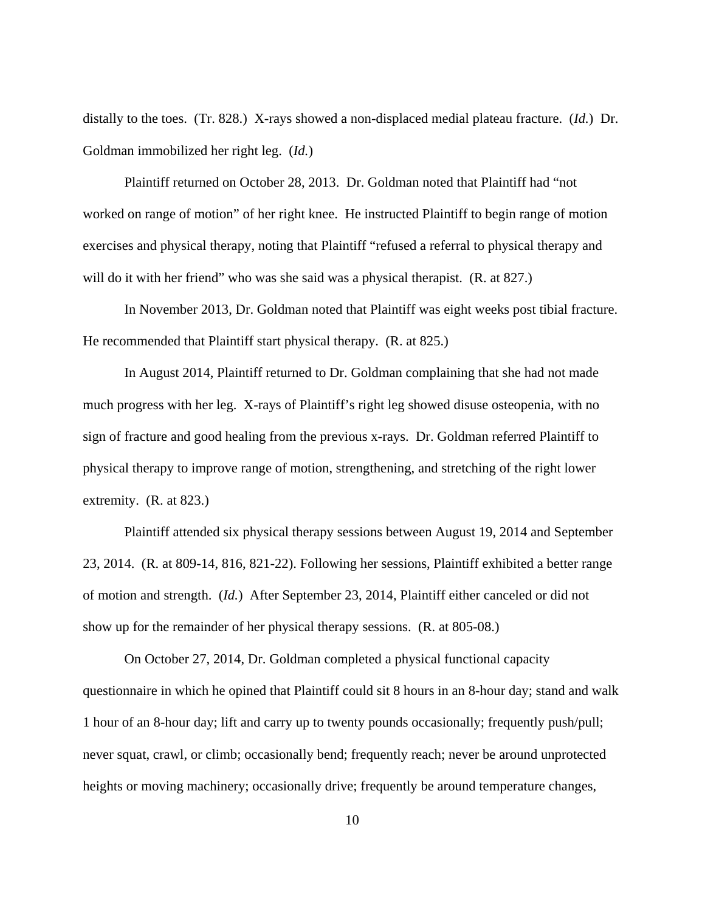distally to the toes. (Tr. 828.) X-rays showed a non-displaced medial plateau fracture. (*Id.*) Dr. Goldman immobilized her right leg. (*Id.*)

Plaintiff returned on October 28, 2013. Dr. Goldman noted that Plaintiff had "not worked on range of motion" of her right knee. He instructed Plaintiff to begin range of motion exercises and physical therapy, noting that Plaintiff "refused a referral to physical therapy and will do it with her friend" who was she said was a physical therapist. (R. at 827.)

In November 2013, Dr. Goldman noted that Plaintiff was eight weeks post tibial fracture. He recommended that Plaintiff start physical therapy. (R. at 825.)

In August 2014, Plaintiff returned to Dr. Goldman complaining that she had not made much progress with her leg. X-rays of Plaintiff's right leg showed disuse osteopenia, with no sign of fracture and good healing from the previous x-rays. Dr. Goldman referred Plaintiff to physical therapy to improve range of motion, strengthening, and stretching of the right lower extremity. (R. at 823.)

Plaintiff attended six physical therapy sessions between August 19, 2014 and September 23, 2014. (R. at 809-14, 816, 821-22). Following her sessions, Plaintiff exhibited a better range of motion and strength. (*Id.*) After September 23, 2014, Plaintiff either canceled or did not show up for the remainder of her physical therapy sessions. (R. at 805-08.)

On October 27, 2014, Dr. Goldman completed a physical functional capacity questionnaire in which he opined that Plaintiff could sit 8 hours in an 8-hour day; stand and walk 1 hour of an 8-hour day; lift and carry up to twenty pounds occasionally; frequently push/pull; never squat, crawl, or climb; occasionally bend; frequently reach; never be around unprotected heights or moving machinery; occasionally drive; frequently be around temperature changes,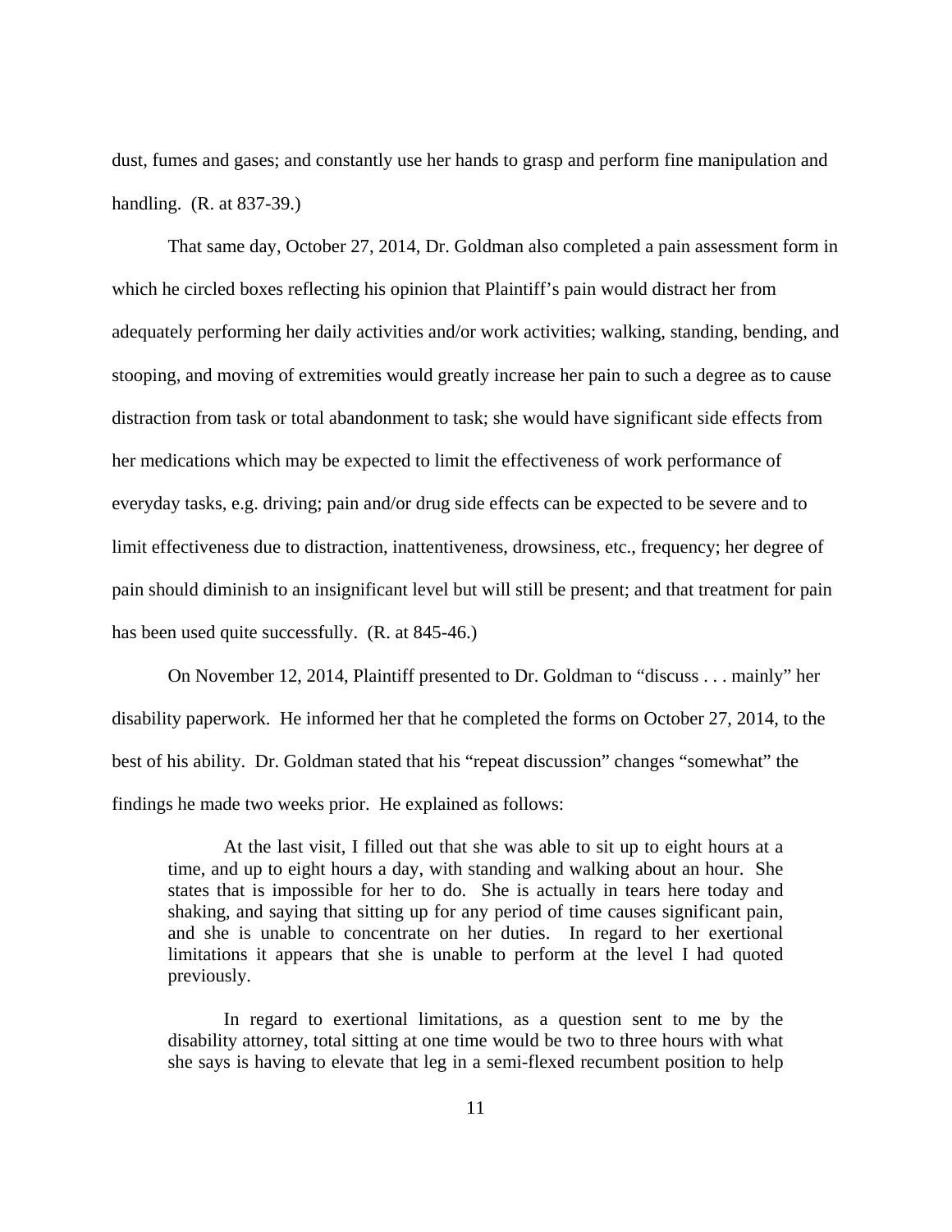dust, fumes and gases; and constantly use her hands to grasp and perform fine manipulation and handling. (R. at 837-39.)

That same day, October 27, 2014, Dr. Goldman also completed a pain assessment form in which he circled boxes reflecting his opinion that Plaintiff's pain would distract her from adequately performing her daily activities and/or work activities; walking, standing, bending, and stooping, and moving of extremities would greatly increase her pain to such a degree as to cause distraction from task or total abandonment to task; she would have significant side effects from her medications which may be expected to limit the effectiveness of work performance of everyday tasks, e.g. driving; pain and/or drug side effects can be expected to be severe and to limit effectiveness due to distraction, inattentiveness, drowsiness, etc., frequency; her degree of pain should diminish to an insignificant level but will still be present; and that treatment for pain has been used quite successfully. (R. at 845-46.)

On November 12, 2014, Plaintiff presented to Dr. Goldman to "discuss . . . mainly" her disability paperwork. He informed her that he completed the forms on October 27, 2014, to the best of his ability. Dr. Goldman stated that his "repeat discussion" changes "somewhat" the findings he made two weeks prior. He explained as follows:

> At the last visit, I filled out that she was able to sit up to eight hours at a time, and up to eight hours a day, with standing and walking about an hour. She states that is impossible for her to do. She is actually in tears here today and shaking, and saying that sitting up for any period of time causes significant pain, and she is unable to concentrate on her duties. In regard to her exertional limitations it appears that she is unable to perform at the level I had quoted previously.
>
> In regard to exertional limitations, as a question sent to me by the disability attorney, total sitting at one time would be two to three hours with what she says is having to elevate that leg in a semi-flexed recumbent position to help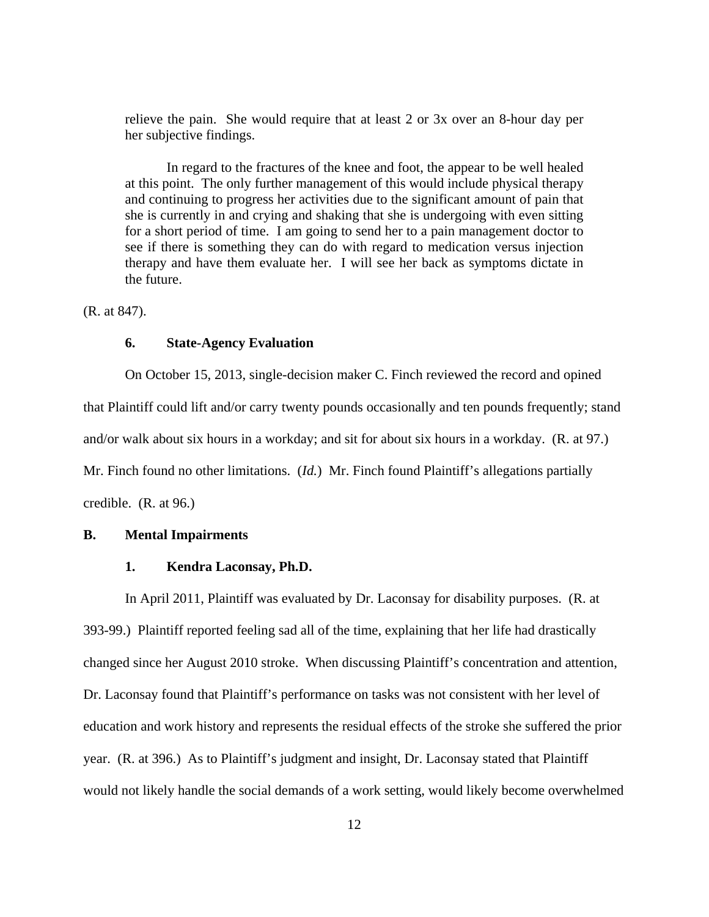> relieve the pain. She would require that at least 2 or 3x over an 8-hour day per her subjective findings.
>
> In regard to the fractures of the knee and foot, the appear to be well healed at this point. The only further management of this would include physical therapy and continuing to progress her activities due to the significant amount of pain that she is currently in and crying and shaking that she is undergoing with even sitting for a short period of time. I am going to send her to a pain management doctor to see if there is something they can do with regard to medication versus injection therapy and have them evaluate her. I will see her back as symptoms dictate in the future.

(R. at 847).

#### 6. State-Agency Evaluation

On October 15, 2013, single-decision maker C. Finch reviewed the record and opined that Plaintiff could lift and/or carry twenty pounds occasionally and ten pounds frequently; stand and/or walk about six hours in a workday; and sit for about six hours in a workday. (R. at 97.) Mr. Finch found no other limitations. (*Id.*) Mr. Finch found Plaintiff's allegations partially credible. (R. at 96.)

### B. Mental Impairments

#### 1. Kendra Laconsay, Ph.D.

In April 2011, Plaintiff was evaluated by Dr. Laconsay for disability purposes. (R. at 393-99.) Plaintiff reported feeling sad all of the time, explaining that her life had drastically changed since her August 2010 stroke. When discussing Plaintiff's concentration and attention, Dr. Laconsay found that Plaintiff's performance on tasks was not consistent with her level of education and work history and represents the residual effects of the stroke she suffered the prior year. (R. at 396.) As to Plaintiff's judgment and insight, Dr. Laconsay stated that Plaintiff would not likely handle the social demands of a work setting, would likely become overwhelmed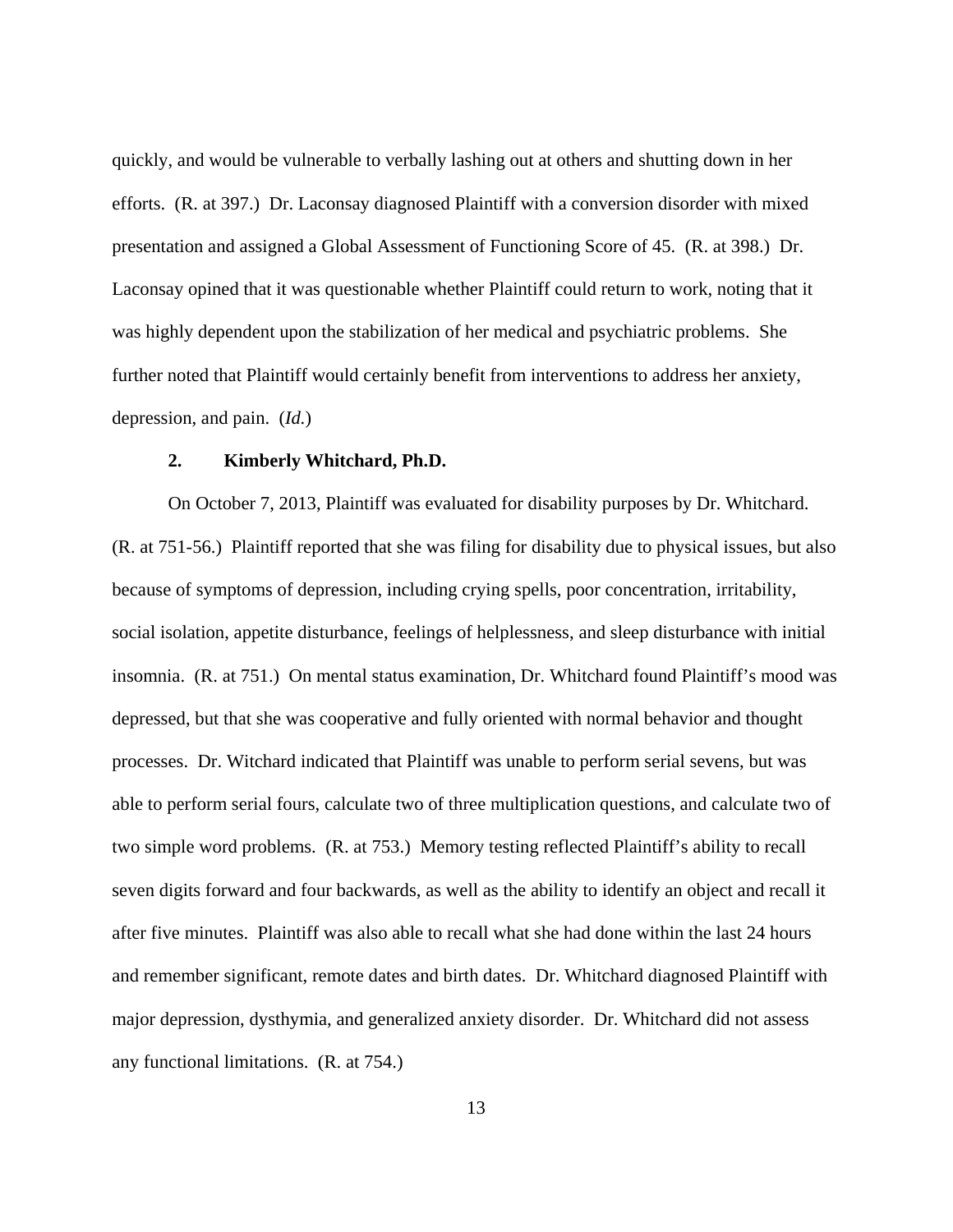quickly, and would be vulnerable to verbally lashing out at others and shutting down in her efforts. (R. at 397.) Dr. Laconsay diagnosed Plaintiff with a conversion disorder with mixed presentation and assigned a Global Assessment of Functioning Score of 45. (R. at 398.) Dr. Laconsay opined that it was questionable whether Plaintiff could return to work, noting that it was highly dependent upon the stabilization of her medical and psychiatric problems. She further noted that Plaintiff would certainly benefit from interventions to address her anxiety, depression, and pain. (*Id.*)

**2. Kimberly Whitchard, Ph.D.**

On October 7, 2013, Plaintiff was evaluated for disability purposes by Dr. Whitchard. (R. at 751-56.) Plaintiff reported that she was filing for disability due to physical issues, but also because of symptoms of depression, including crying spells, poor concentration, irritability, social isolation, appetite disturbance, feelings of helplessness, and sleep disturbance with initial insomnia. (R. at 751.) On mental status examination, Dr. Whitchard found Plaintiff's mood was depressed, but that she was cooperative and fully oriented with normal behavior and thought processes. Dr. Witchard indicated that Plaintiff was unable to perform serial sevens, but was able to perform serial fours, calculate two of three multiplication questions, and calculate two of two simple word problems. (R. at 753.) Memory testing reflected Plaintiff's ability to recall seven digits forward and four backwards, as well as the ability to identify an object and recall it after five minutes. Plaintiff was also able to recall what she had done within the last 24 hours and remember significant, remote dates and birth dates. Dr. Whitchard diagnosed Plaintiff with major depression, dysthymia, and generalized anxiety disorder. Dr. Whitchard did not assess any functional limitations. (R. at 754.)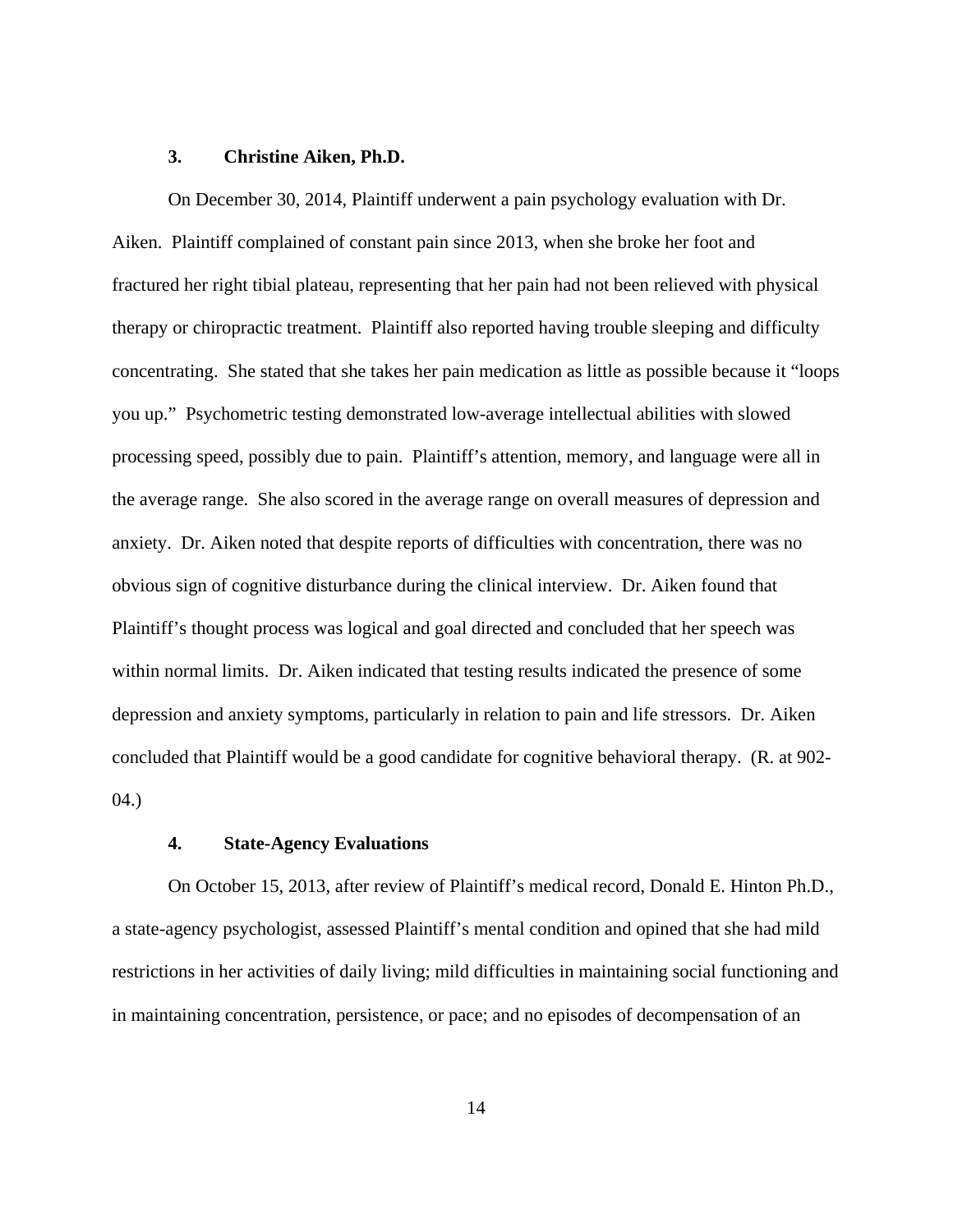### 3. Christine Aiken, Ph.D.

On December 30, 2014, Plaintiff underwent a pain psychology evaluation with Dr. Aiken. Plaintiff complained of constant pain since 2013, when she broke her foot and fractured her right tibial plateau, representing that her pain had not been relieved with physical therapy or chiropractic treatment. Plaintiff also reported having trouble sleeping and difficulty concentrating. She stated that she takes her pain medication as little as possible because it "loops you up." Psychometric testing demonstrated low-average intellectual abilities with slowed processing speed, possibly due to pain. Plaintiff's attention, memory, and language were all in the average range. She also scored in the average range on overall measures of depression and anxiety. Dr. Aiken noted that despite reports of difficulties with concentration, there was no obvious sign of cognitive disturbance during the clinical interview. Dr. Aiken found that Plaintiff's thought process was logical and goal directed and concluded that her speech was within normal limits. Dr. Aiken indicated that testing results indicated the presence of some depression and anxiety symptoms, particularly in relation to pain and life stressors. Dr. Aiken concluded that Plaintiff would be a good candidate for cognitive behavioral therapy. (R. at 902-04.)

### 4. State-Agency Evaluations

On October 15, 2013, after review of Plaintiff's medical record, Donald E. Hinton Ph.D., a state-agency psychologist, assessed Plaintiff's mental condition and opined that she had mild restrictions in her activities of daily living; mild difficulties in maintaining social functioning and in maintaining concentration, persistence, or pace; and no episodes of decompensation of an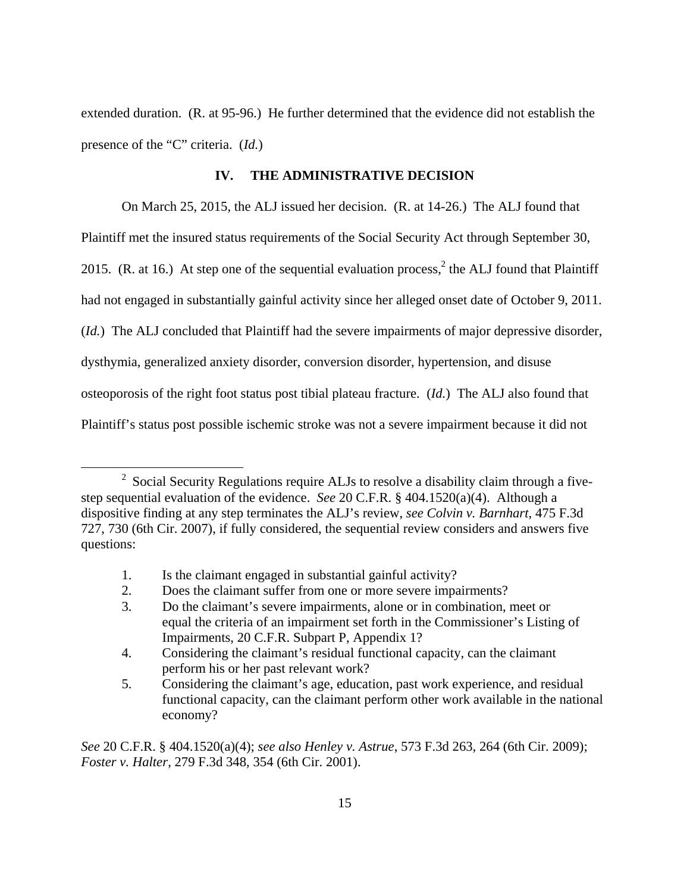extended duration. (R. at 95-96.) He further determined that the evidence did not establish the presence of the "C" criteria. (*Id.*)

## IV. THE ADMINISTRATIVE DECISION

On March 25, 2015, the ALJ issued her decision. (R. at 14-26.) The ALJ found that Plaintiff met the insured status requirements of the Social Security Act through September 30, 2015. (R. at 16.) At step one of the sequential evaluation process,[2] the ALJ found that Plaintiff had not engaged in substantially gainful activity since her alleged onset date of October 9, 2011. (*Id.*) The ALJ concluded that Plaintiff had the severe impairments of major depressive disorder, dysthymia, generalized anxiety disorder, conversion disorder, hypertension, and disuse osteoporosis of the right foot status post tibial plateau fracture. (*Id.*) The ALJ also found that Plaintiff's status post possible ischemic stroke was not a severe impairment because it did not

---

[2] Social Security Regulations require ALJs to resolve a disability claim through a five-step sequential evaluation of the evidence. *See* 20 C.F.R. § 404.1520(a)(4). Although a dispositive finding at any step terminates the ALJ's review, *see Colvin v. Barnhart*, 475 F.3d 727, 730 (6th Cir. 2007), if fully considered, the sequential review considers and answers five questions:

1. Is the claimant engaged in substantial gainful activity?
2. Does the claimant suffer from one or more severe impairments?
3. Do the claimant's severe impairments, alone or in combination, meet or equal the criteria of an impairment set forth in the Commissioner's Listing of Impairments, 20 C.F.R. Subpart P, Appendix 1?
4. Considering the claimant's residual functional capacity, can the claimant perform his or her past relevant work?
5. Considering the claimant's age, education, past work experience, and residual functional capacity, can the claimant perform other work available in the national economy?

*See* 20 C.F.R. § 404.1520(a)(4); *see also Henley v. Astrue*, 573 F.3d 263, 264 (6th Cir. 2009); *Foster v. Halter*, 279 F.3d 348, 354 (6th Cir. 2001).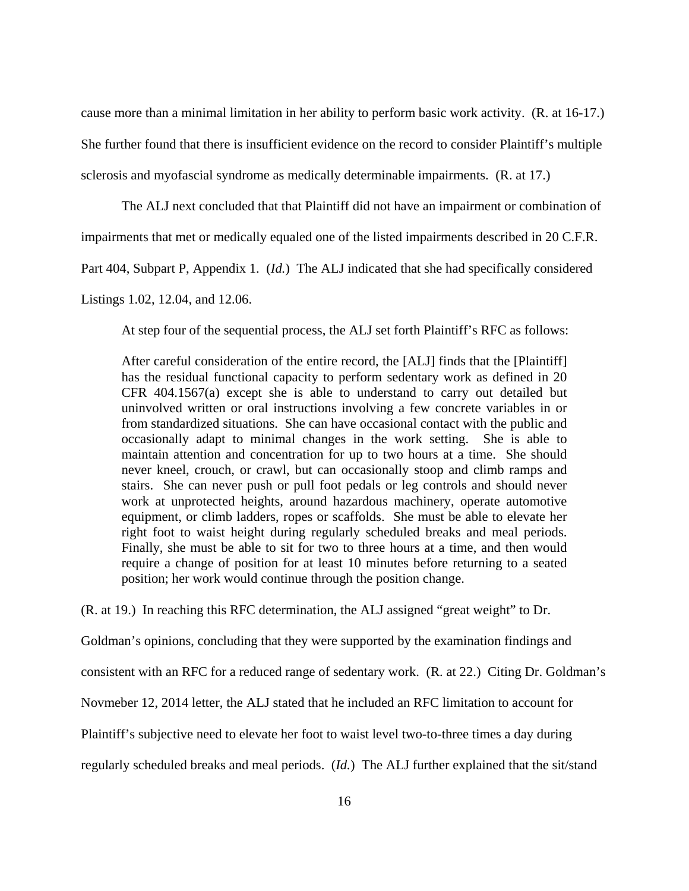cause more than a minimal limitation in her ability to perform basic work activity. (R. at 16-17.) She further found that there is insufficient evidence on the record to consider Plaintiff's multiple sclerosis and myofascial syndrome as medically determinable impairments. (R. at 17.)

The ALJ next concluded that that Plaintiff did not have an impairment or combination of impairments that met or medically equaled one of the listed impairments described in 20 C.F.R. Part 404, Subpart P, Appendix 1. (*Id.*) The ALJ indicated that she had specifically considered Listings 1.02, 12.04, and 12.06.

At step four of the sequential process, the ALJ set forth Plaintiff's RFC as follows:

> After careful consideration of the entire record, the [ALJ] finds that the [Plaintiff] has the residual functional capacity to perform sedentary work as defined in 20 CFR 404.1567(a) except she is able to understand to carry out detailed but uninvolved written or oral instructions involving a few concrete variables in or from standardized situations. She can have occasional contact with the public and occasionally adapt to minimal changes in the work setting. She is able to maintain attention and concentration for up to two hours at a time. She should never kneel, crouch, or crawl, but can occasionally stoop and climb ramps and stairs. She can never push or pull foot pedals or leg controls and should never work at unprotected heights, around hazardous machinery, operate automotive equipment, or climb ladders, ropes or scaffolds. She must be able to elevate her right foot to waist height during regularly scheduled breaks and meal periods. Finally, she must be able to sit for two to three hours at a time, and then would require a change of position for at least 10 minutes before returning to a seated position; her work would continue through the position change.

(R. at 19.) In reaching this RFC determination, the ALJ assigned "great weight" to Dr. Goldman's opinions, concluding that they were supported by the examination findings and consistent with an RFC for a reduced range of sedentary work. (R. at 22.) Citing Dr. Goldman's Novmeber 12, 2014 letter, the ALJ stated that he included an RFC limitation to account for Plaintiff's subjective need to elevate her foot to waist level two-to-three times a day during regularly scheduled breaks and meal periods. (*Id.*) The ALJ further explained that the sit/stand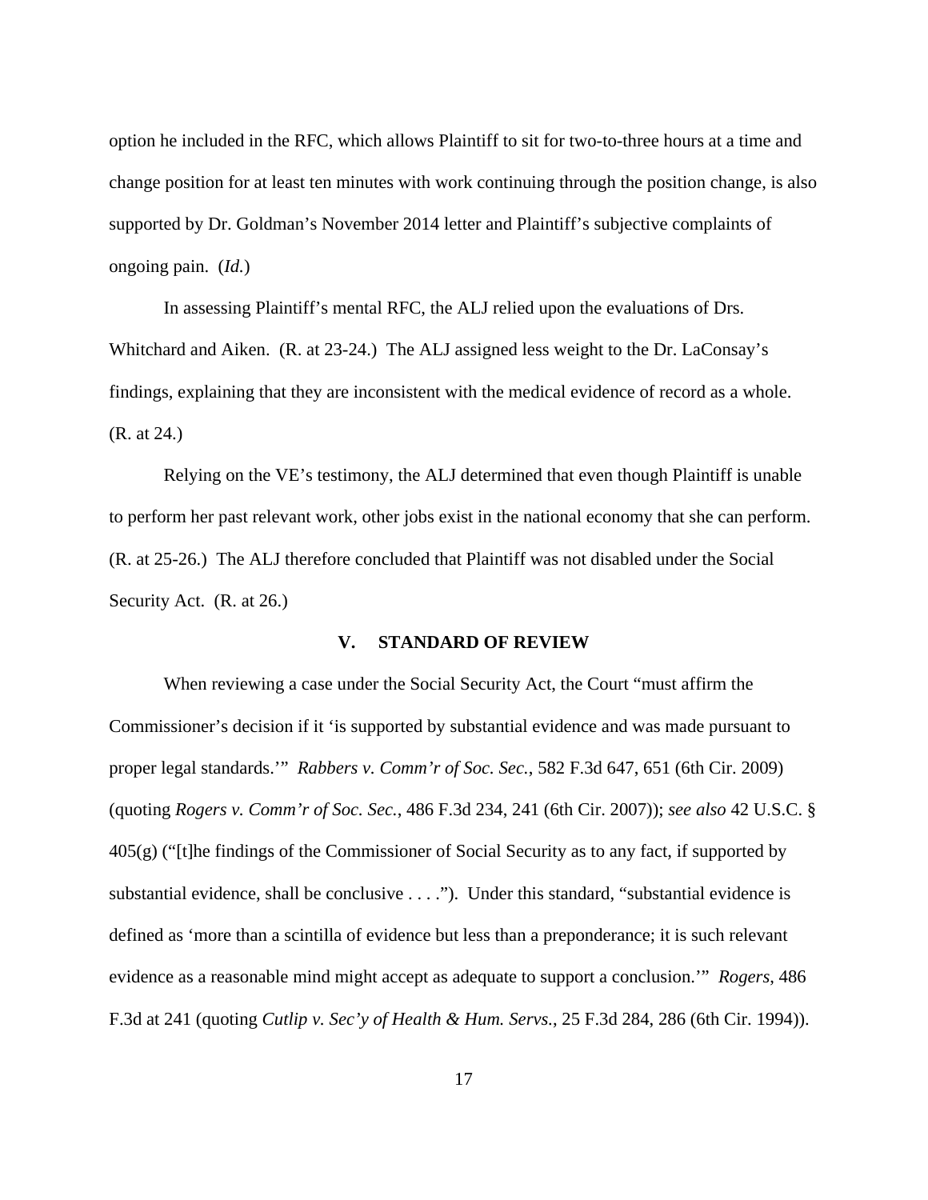option he included in the RFC, which allows Plaintiff to sit for two-to-three hours at a time and change position for at least ten minutes with work continuing through the position change, is also supported by Dr. Goldman's November 2014 letter and Plaintiff's subjective complaints of ongoing pain. (*Id.*)

In assessing Plaintiff's mental RFC, the ALJ relied upon the evaluations of Drs. Whitchard and Aiken. (R. at 23-24.) The ALJ assigned less weight to the Dr. LaConsay's findings, explaining that they are inconsistent with the medical evidence of record as a whole. (R. at 24.)

Relying on the VE's testimony, the ALJ determined that even though Plaintiff is unable to perform her past relevant work, other jobs exist in the national economy that she can perform. (R. at 25-26.) The ALJ therefore concluded that Plaintiff was not disabled under the Social Security Act. (R. at 26.)

## V. STANDARD OF REVIEW

When reviewing a case under the Social Security Act, the Court "must affirm the Commissioner's decision if it 'is supported by substantial evidence and was made pursuant to proper legal standards.'" *Rabbers v. Comm'r of Soc. Sec.*, 582 F.3d 647, 651 (6th Cir. 2009) (quoting *Rogers v. Comm'r of Soc. Sec.*, 486 F.3d 234, 241 (6th Cir. 2007)); *see also* 42 U.S.C. § 405(g) ("[t]he findings of the Commissioner of Social Security as to any fact, if supported by substantial evidence, shall be conclusive . . . ."). Under this standard, "substantial evidence is defined as 'more than a scintilla of evidence but less than a preponderance; it is such relevant evidence as a reasonable mind might accept as adequate to support a conclusion.'" *Rogers*, 486 F.3d at 241 (quoting *Cutlip v. Sec'y of Health & Hum. Servs.*, 25 F.3d 284, 286 (6th Cir. 1994)).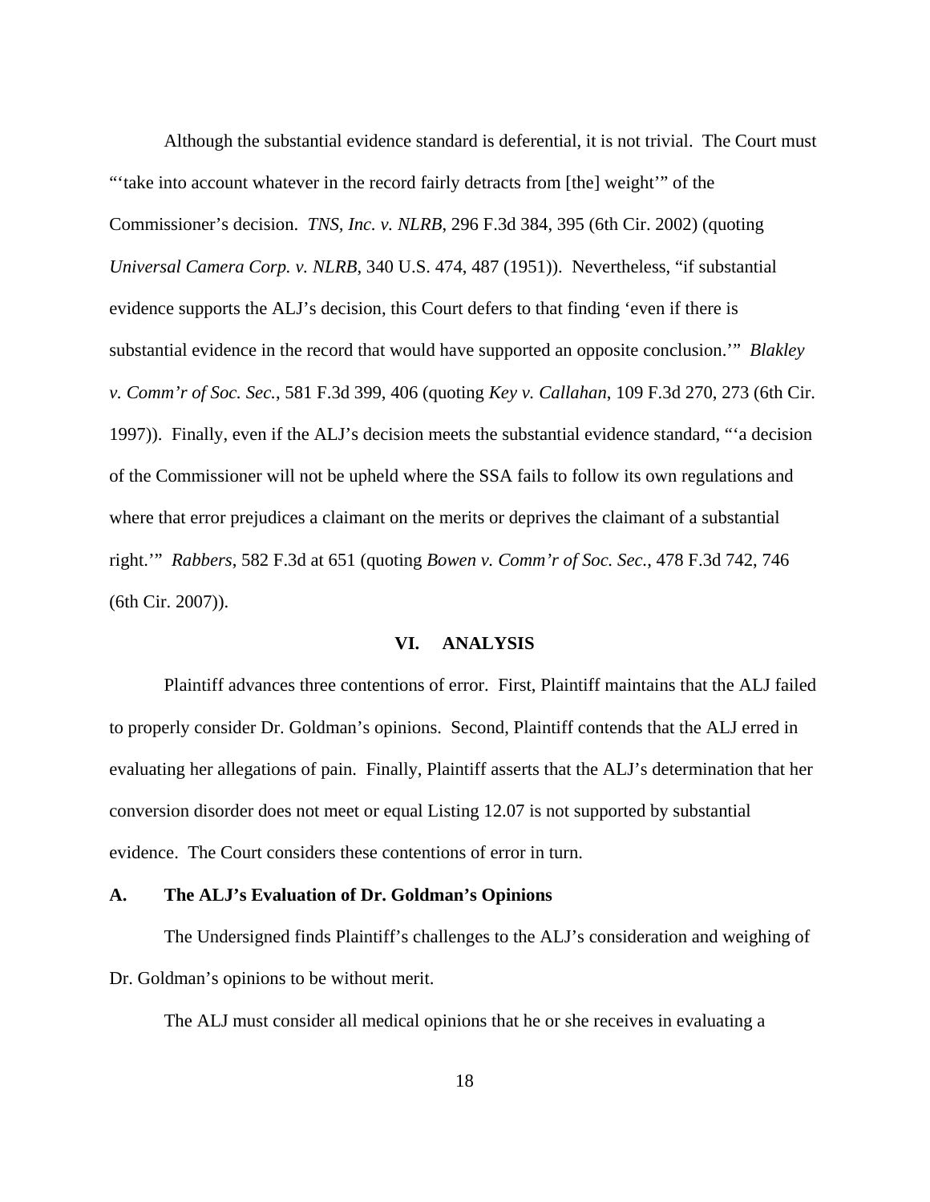Although the substantial evidence standard is deferential, it is not trivial. The Court must "'take into account whatever in the record fairly detracts from [the] weight'" of the Commissioner's decision. *TNS, Inc. v. NLRB*, 296 F.3d 384, 395 (6th Cir. 2002) (quoting *Universal Camera Corp. v. NLRB*, 340 U.S. 474, 487 (1951)). Nevertheless, "if substantial evidence supports the ALJ's decision, this Court defers to that finding 'even if there is substantial evidence in the record that would have supported an opposite conclusion.'" *Blakley v. Comm'r of Soc. Sec.*, 581 F.3d 399, 406 (quoting *Key v. Callahan*, 109 F.3d 270, 273 (6th Cir. 1997)). Finally, even if the ALJ's decision meets the substantial evidence standard, "'a decision of the Commissioner will not be upheld where the SSA fails to follow its own regulations and where that error prejudices a claimant on the merits or deprives the claimant of a substantial right.'" *Rabbers*, 582 F.3d at 651 (quoting *Bowen v. Comm'r of Soc. Sec.*, 478 F.3d 742, 746 (6th Cir. 2007)).

## VI. ANALYSIS

Plaintiff advances three contentions of error. First, Plaintiff maintains that the ALJ failed to properly consider Dr. Goldman's opinions. Second, Plaintiff contends that the ALJ erred in evaluating her allegations of pain. Finally, Plaintiff asserts that the ALJ's determination that her conversion disorder does not meet or equal Listing 12.07 is not supported by substantial evidence. The Court considers these contentions of error in turn.

### A. The ALJ's Evaluation of Dr. Goldman's Opinions

The Undersigned finds Plaintiff's challenges to the ALJ's consideration and weighing of Dr. Goldman's opinions to be without merit.

The ALJ must consider all medical opinions that he or she receives in evaluating a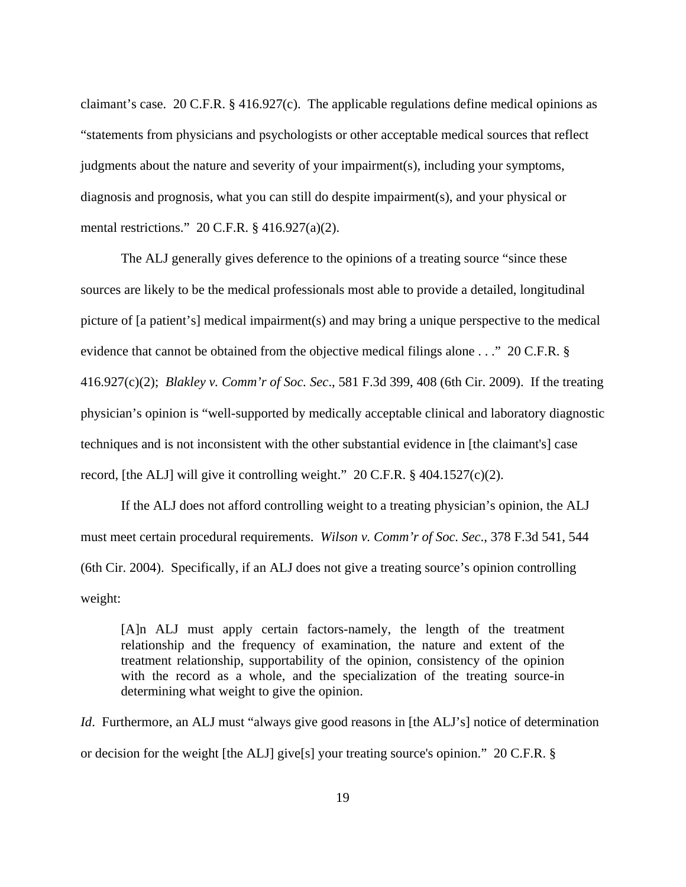claimant's case. 20 C.F.R. § 416.927(c). The applicable regulations define medical opinions as "statements from physicians and psychologists or other acceptable medical sources that reflect judgments about the nature and severity of your impairment(s), including your symptoms, diagnosis and prognosis, what you can still do despite impairment(s), and your physical or mental restrictions." 20 C.F.R. § 416.927(a)(2).

The ALJ generally gives deference to the opinions of a treating source "since these sources are likely to be the medical professionals most able to provide a detailed, longitudinal picture of [a patient's] medical impairment(s) and may bring a unique perspective to the medical evidence that cannot be obtained from the objective medical filings alone . . ." 20 C.F.R. § 416.927(c)(2); *Blakley v. Comm'r of Soc. Sec*., 581 F.3d 399, 408 (6th Cir. 2009). If the treating physician's opinion is "well-supported by medically acceptable clinical and laboratory diagnostic techniques and is not inconsistent with the other substantial evidence in [the claimant's] case record, [the ALJ] will give it controlling weight." 20 C.F.R. § 404.1527(c)(2).

If the ALJ does not afford controlling weight to a treating physician's opinion, the ALJ must meet certain procedural requirements. *Wilson v. Comm'r of Soc. Sec*., 378 F.3d 541, 544 (6th Cir. 2004). Specifically, if an ALJ does not give a treating source's opinion controlling weight:

> [A]n ALJ must apply certain factors-namely, the length of the treatment relationship and the frequency of examination, the nature and extent of the treatment relationship, supportability of the opinion, consistency of the opinion with the record as a whole, and the specialization of the treating source-in determining what weight to give the opinion.

*Id*. Furthermore, an ALJ must "always give good reasons in [the ALJ's] notice of determination or decision for the weight [the ALJ] give[s] your treating source's opinion." 20 C.F.R. §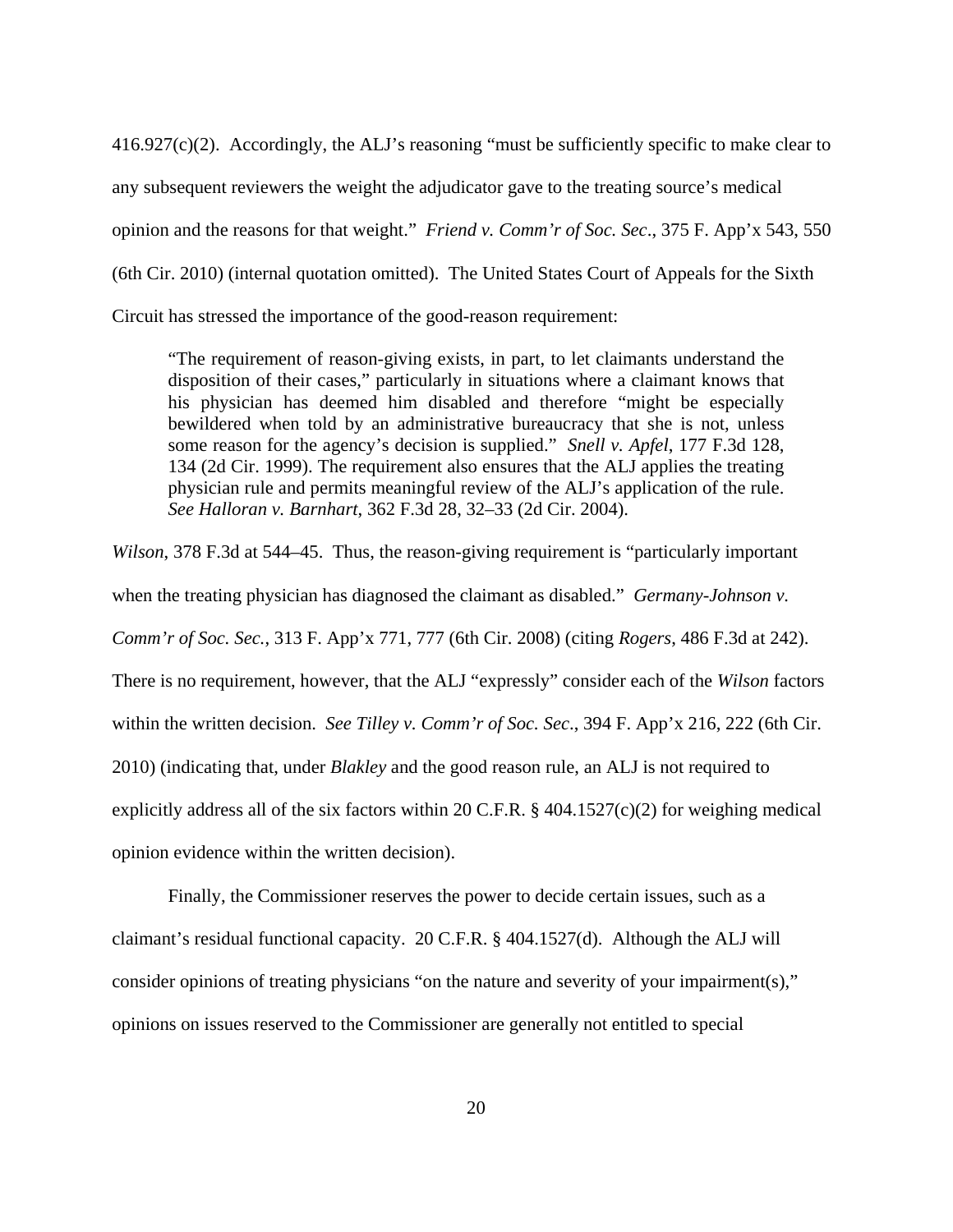416.927(c)(2). Accordingly, the ALJ's reasoning "must be sufficiently specific to make clear to any subsequent reviewers the weight the adjudicator gave to the treating source's medical opinion and the reasons for that weight." *Friend v. Comm'r of Soc. Sec*., 375 F. App'x 543, 550 (6th Cir. 2010) (internal quotation omitted). The United States Court of Appeals for the Sixth Circuit has stressed the importance of the good-reason requirement:

> "The requirement of reason-giving exists, in part, to let claimants understand the disposition of their cases," particularly in situations where a claimant knows that his physician has deemed him disabled and therefore "might be especially bewildered when told by an administrative bureaucracy that she is not, unless some reason for the agency's decision is supplied." *Snell v. Apfel*, 177 F.3d 128, 134 (2d Cir. 1999). The requirement also ensures that the ALJ applies the treating physician rule and permits meaningful review of the ALJ's application of the rule. *See Halloran v. Barnhart*, 362 F.3d 28, 32–33 (2d Cir. 2004).

*Wilson*, 378 F.3d at 544–45. Thus, the reason-giving requirement is "particularly important when the treating physician has diagnosed the claimant as disabled." *Germany-Johnson v. Comm'r of Soc. Sec.*, 313 F. App'x 771, 777 (6th Cir. 2008) (citing *Rogers*, 486 F.3d at 242). There is no requirement, however, that the ALJ "expressly" consider each of the *Wilson* factors within the written decision. *See Tilley v. Comm'r of Soc. Sec*., 394 F. App'x 216, 222 (6th Cir. 2010) (indicating that, under *Blakley* and the good reason rule, an ALJ is not required to explicitly address all of the six factors within 20 C.F.R. § 404.1527(c)(2) for weighing medical opinion evidence within the written decision).

Finally, the Commissioner reserves the power to decide certain issues, such as a claimant's residual functional capacity. 20 C.F.R. § 404.1527(d). Although the ALJ will consider opinions of treating physicians "on the nature and severity of your impairment(s)," opinions on issues reserved to the Commissioner are generally not entitled to special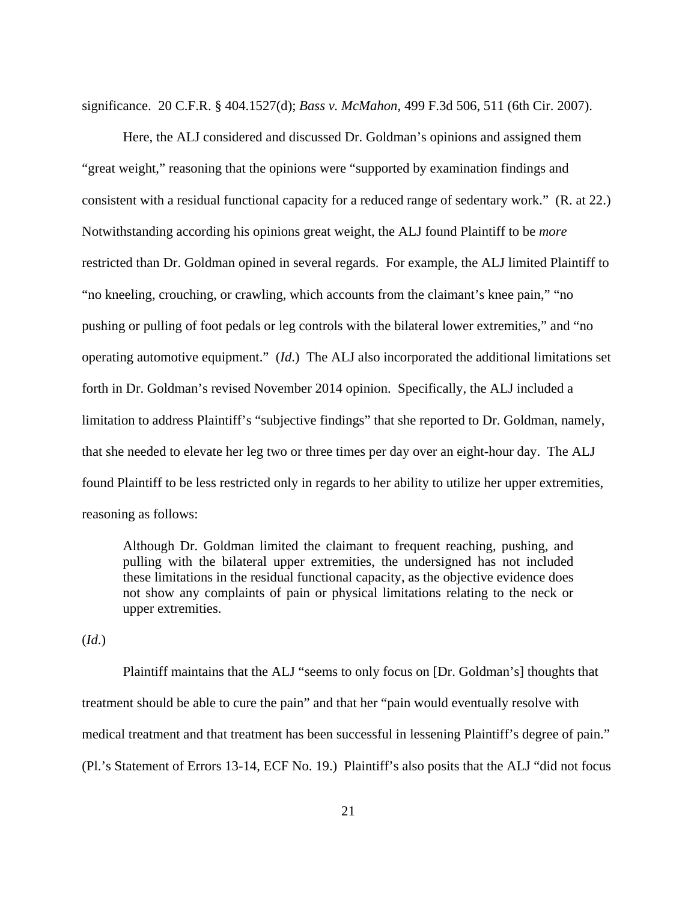significance. 20 C.F.R. § 404.1527(d); *Bass v. McMahon*, 499 F.3d 506, 511 (6th Cir. 2007).

Here, the ALJ considered and discussed Dr. Goldman's opinions and assigned them "great weight," reasoning that the opinions were "supported by examination findings and consistent with a residual functional capacity for a reduced range of sedentary work." (R. at 22.) Notwithstanding according his opinions great weight, the ALJ found Plaintiff to be *more* restricted than Dr. Goldman opined in several regards. For example, the ALJ limited Plaintiff to "no kneeling, crouching, or crawling, which accounts from the claimant's knee pain," "no pushing or pulling of foot pedals or leg controls with the bilateral lower extremities," and "no operating automotive equipment." (*Id.*) The ALJ also incorporated the additional limitations set forth in Dr. Goldman's revised November 2014 opinion. Specifically, the ALJ included a limitation to address Plaintiff's "subjective findings" that she reported to Dr. Goldman, namely, that she needed to elevate her leg two or three times per day over an eight-hour day. The ALJ found Plaintiff to be less restricted only in regards to her ability to utilize her upper extremities, reasoning as follows:

> Although Dr. Goldman limited the claimant to frequent reaching, pushing, and pulling with the bilateral upper extremities, the undersigned has not included these limitations in the residual functional capacity, as the objective evidence does not show any complaints of pain or physical limitations relating to the neck or upper extremities.

(*Id.*)

Plaintiff maintains that the ALJ "seems to only focus on [Dr. Goldman's] thoughts that treatment should be able to cure the pain" and that her "pain would eventually resolve with medical treatment and that treatment has been successful in lessening Plaintiff's degree of pain." (Pl.'s Statement of Errors 13-14, ECF No. 19.) Plaintiff's also posits that the ALJ "did not focus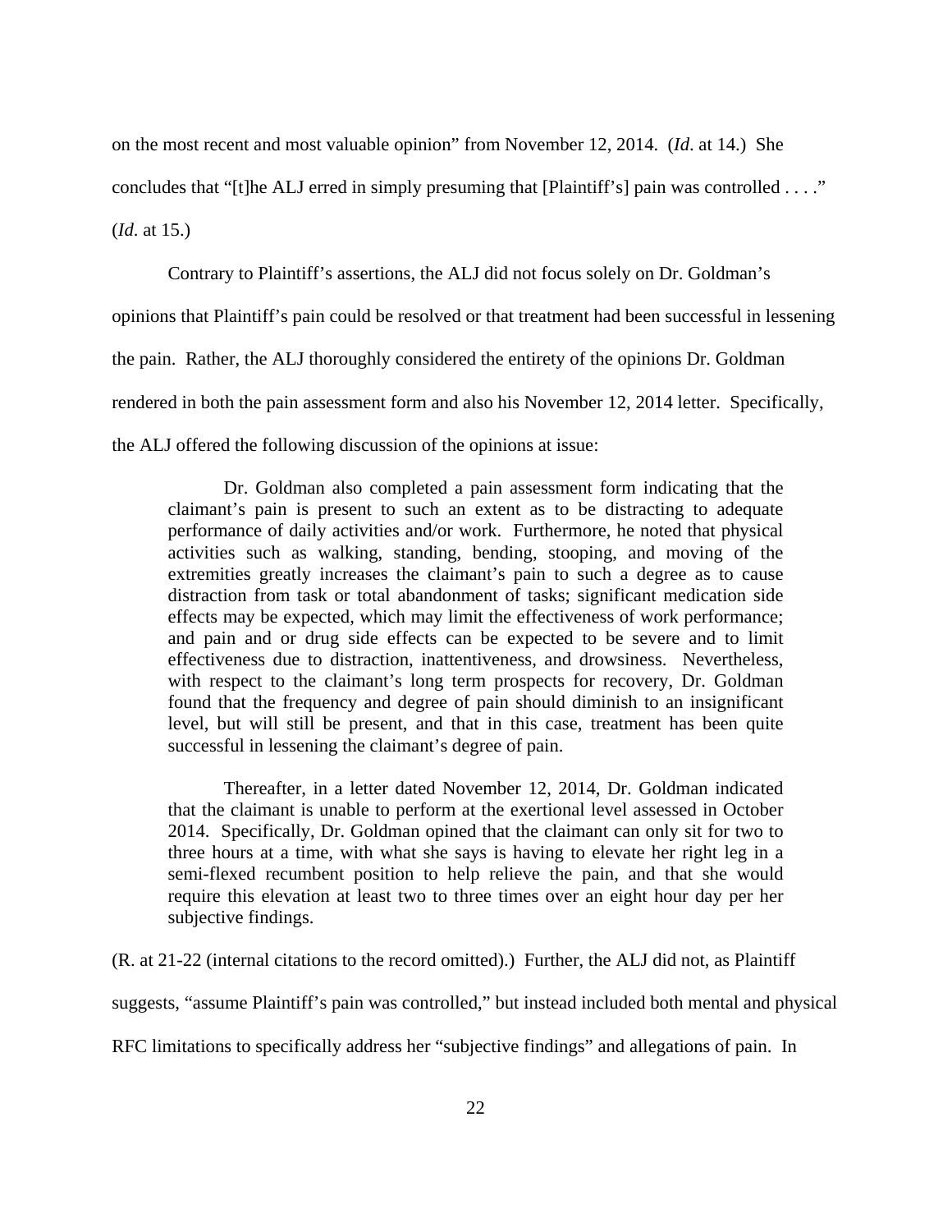on the most recent and most valuable opinion" from November 12, 2014. (*Id.* at 14.) She concludes that "[t]he ALJ erred in simply presuming that [Plaintiff's] pain was controlled . . . ." (*Id.* at 15.)

Contrary to Plaintiff's assertions, the ALJ did not focus solely on Dr. Goldman's opinions that Plaintiff's pain could be resolved or that treatment had been successful in lessening the pain. Rather, the ALJ thoroughly considered the entirety of the opinions Dr. Goldman rendered in both the pain assessment form and also his November 12, 2014 letter. Specifically, the ALJ offered the following discussion of the opinions at issue:

> Dr. Goldman also completed a pain assessment form indicating that the claimant's pain is present to such an extent as to be distracting to adequate performance of daily activities and/or work. Furthermore, he noted that physical activities such as walking, standing, bending, stooping, and moving of the extremities greatly increases the claimant's pain to such a degree as to cause distraction from task or total abandonment of tasks; significant medication side effects may be expected, which may limit the effectiveness of work performance; and pain and or drug side effects can be expected to be severe and to limit effectiveness due to distraction, inattentiveness, and drowsiness. Nevertheless, with respect to the claimant's long term prospects for recovery, Dr. Goldman found that the frequency and degree of pain should diminish to an insignificant level, but will still be present, and that in this case, treatment has been quite successful in lessening the claimant's degree of pain.
>
> Thereafter, in a letter dated November 12, 2014, Dr. Goldman indicated that the claimant is unable to perform at the exertional level assessed in October 2014. Specifically, Dr. Goldman opined that the claimant can only sit for two to three hours at a time, with what she says is having to elevate her right leg in a semi-flexed recumbent position to help relieve the pain, and that she would require this elevation at least two to three times over an eight hour day per her subjective findings.

(R. at 21-22 (internal citations to the record omitted).) Further, the ALJ did not, as Plaintiff suggests, "assume Plaintiff's pain was controlled," but instead included both mental and physical RFC limitations to specifically address her "subjective findings" and allegations of pain. In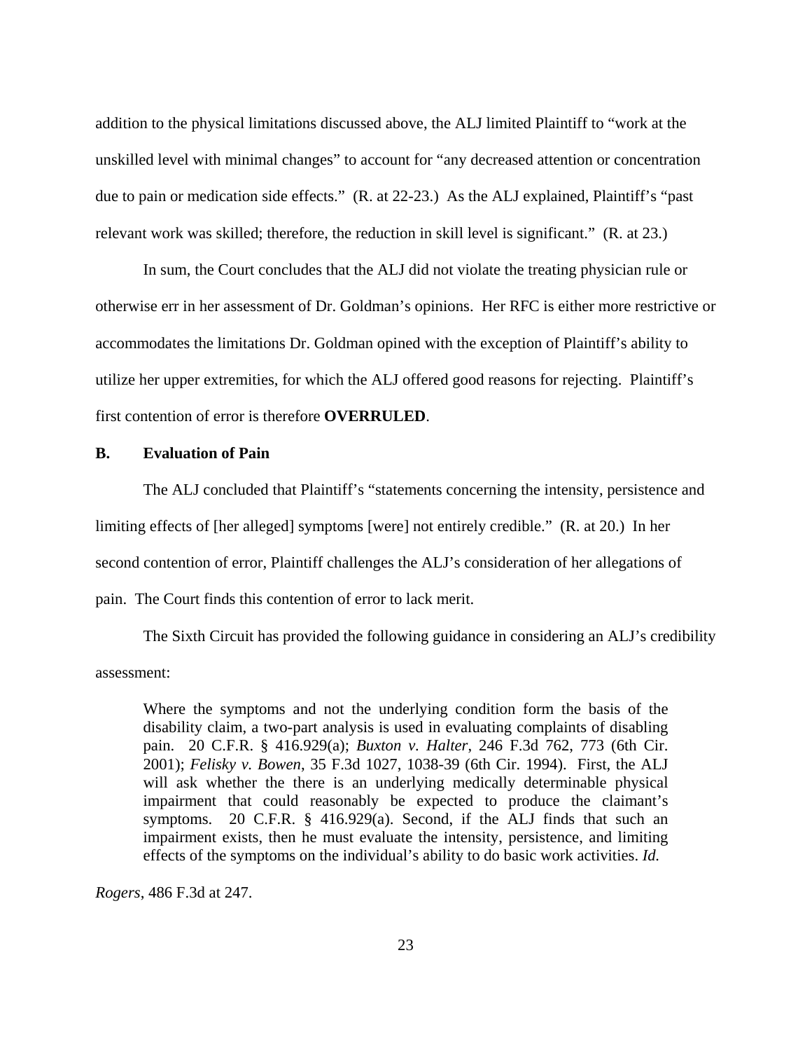addition to the physical limitations discussed above, the ALJ limited Plaintiff to "work at the unskilled level with minimal changes" to account for "any decreased attention or concentration due to pain or medication side effects." (R. at 22-23.) As the ALJ explained, Plaintiff's "past relevant work was skilled; therefore, the reduction in skill level is significant." (R. at 23.)

In sum, the Court concludes that the ALJ did not violate the treating physician rule or otherwise err in her assessment of Dr. Goldman's opinions. Her RFC is either more restrictive or accommodates the limitations Dr. Goldman opined with the exception of Plaintiff's ability to utilize her upper extremities, for which the ALJ offered good reasons for rejecting. Plaintiff's first contention of error is therefore **OVERRULED**.

### B. Evaluation of Pain

The ALJ concluded that Plaintiff's "statements concerning the intensity, persistence and limiting effects of [her alleged] symptoms [were] not entirely credible." (R. at 20.) In her second contention of error, Plaintiff challenges the ALJ's consideration of her allegations of pain. The Court finds this contention of error to lack merit.

The Sixth Circuit has provided the following guidance in considering an ALJ's credibility assessment:

> Where the symptoms and not the underlying condition form the basis of the disability claim, a two-part analysis is used in evaluating complaints of disabling pain. 20 C.F.R. § 416.929(a); *Buxton v. Halter*, 246 F.3d 762, 773 (6th Cir. 2001); *Felisky v. Bowen*, 35 F.3d 1027, 1038-39 (6th Cir. 1994). First, the ALJ will ask whether the there is an underlying medically determinable physical impairment that could reasonably be expected to produce the claimant's symptoms. 20 C.F.R. § 416.929(a). Second, if the ALJ finds that such an impairment exists, then he must evaluate the intensity, persistence, and limiting effects of the symptoms on the individual's ability to do basic work activities. *Id.*

*Rogers*, 486 F.3d at 247.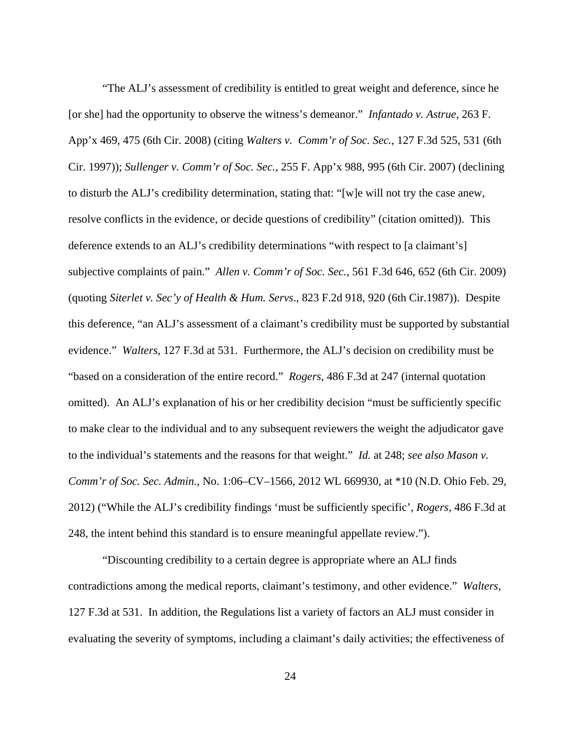"The ALJ's assessment of credibility is entitled to great weight and deference, since he [or she] had the opportunity to observe the witness's demeanor." *Infantado v. Astrue*, 263 F. App'x 469, 475 (6th Cir. 2008) (citing *Walters v. Comm'r of Soc. Sec.*, 127 F.3d 525, 531 (6th Cir. 1997)); *Sullenger v. Comm'r of Soc. Sec.*, 255 F. App'x 988, 995 (6th Cir. 2007) (declining to disturb the ALJ's credibility determination, stating that: "[w]e will not try the case anew, resolve conflicts in the evidence, or decide questions of credibility" (citation omitted)). This deference extends to an ALJ's credibility determinations "with respect to [a claimant's] subjective complaints of pain." *Allen v. Comm'r of Soc. Sec.*, 561 F.3d 646, 652 (6th Cir. 2009) (quoting *Siterlet v. Sec'y of Health & Hum. Servs*., 823 F.2d 918, 920 (6th Cir.1987)). Despite this deference, "an ALJ's assessment of a claimant's credibility must be supported by substantial evidence." *Walters*, 127 F.3d at 531. Furthermore, the ALJ's decision on credibility must be "based on a consideration of the entire record." *Rogers*, 486 F.3d at 247 (internal quotation omitted). An ALJ's explanation of his or her credibility decision "must be sufficiently specific to make clear to the individual and to any subsequent reviewers the weight the adjudicator gave to the individual's statements and the reasons for that weight." *Id.* at 248; *see also Mason v. Comm'r of Soc. Sec. Admin.*, No. 1:06–CV–1566, 2012 WL 669930, at *10 (N.D. Ohio Feb. 29, 2012) ("While the ALJ's credibility findings 'must be sufficiently specific', *Rogers*, 486 F.3d at 248, the intent behind this standard is to ensure meaningful appellate review.").

"Discounting credibility to a certain degree is appropriate where an ALJ finds contradictions among the medical reports, claimant's testimony, and other evidence." *Walters*, 127 F.3d at 531. In addition, the Regulations list a variety of factors an ALJ must consider in evaluating the severity of symptoms, including a claimant's daily activities; the effectiveness of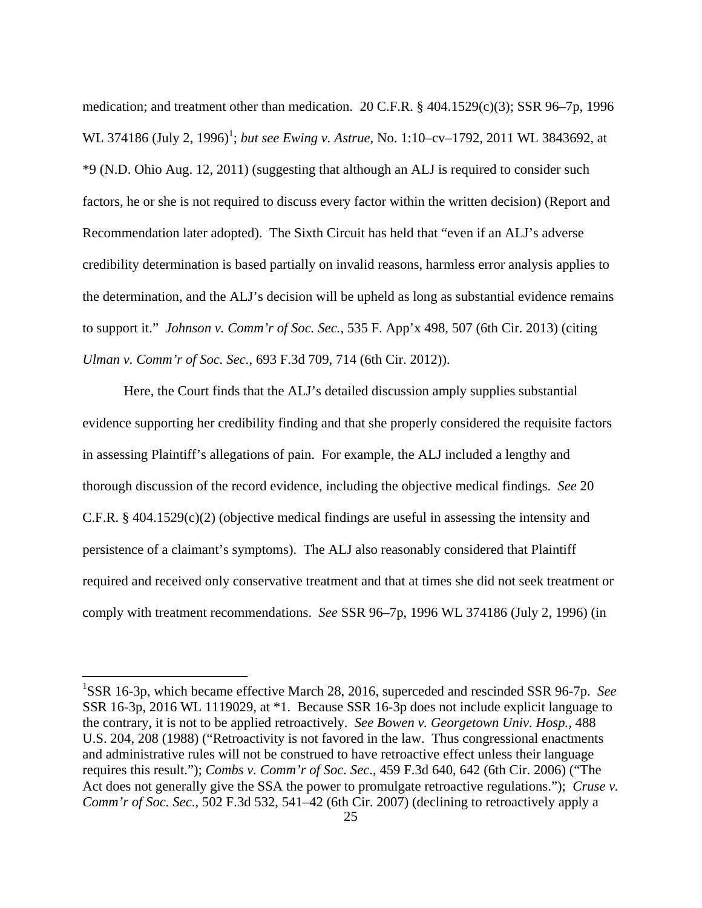medication; and treatment other than medication. 20 C.F.R. § 404.1529(c)(3); SSR 96–7p, 1996 WL 374186 (July 2, 1996)[1]; *but see Ewing v. Astrue*, No. 1:10–cv–1792, 2011 WL 3843692, at *9 (N.D. Ohio Aug. 12, 2011) (suggesting that although an ALJ is required to consider such factors, he or she is not required to discuss every factor within the written decision) (Report and Recommendation later adopted). The Sixth Circuit has held that "even if an ALJ's adverse credibility determination is based partially on invalid reasons, harmless error analysis applies to the determination, and the ALJ's decision will be upheld as long as substantial evidence remains to support it." *Johnson v. Comm'r of Soc. Sec.*, 535 F. App'x 498, 507 (6th Cir. 2013) (citing *Ulman v. Comm'r of Soc. Sec.*, 693 F.3d 709, 714 (6th Cir. 2012)).

Here, the Court finds that the ALJ's detailed discussion amply supplies substantial evidence supporting her credibility finding and that she properly considered the requisite factors in assessing Plaintiff's allegations of pain. For example, the ALJ included a lengthy and thorough discussion of the record evidence, including the objective medical findings. *See* 20 C.F.R. § 404.1529(c)(2) (objective medical findings are useful in assessing the intensity and persistence of a claimant's symptoms). The ALJ also reasonably considered that Plaintiff required and received only conservative treatment and that at times she did not seek treatment or comply with treatment recommendations. *See* SSR 96–7p, 1996 WL 374186 (July 2, 1996) (in

[1]SSR 16-3p, which became effective March 28, 2016, superceded and rescinded SSR 96-7p. *See* SSR 16-3p, 2016 WL 1119029, at *1. Because SSR 16-3p does not include explicit language to the contrary, it is not to be applied retroactively. *See Bowen v. Georgetown Univ. Hosp.*, 488 U.S. 204, 208 (1988) ("Retroactivity is not favored in the law. Thus congressional enactments and administrative rules will not be construed to have retroactive effect unless their language requires this result."); *Combs v. Comm'r of Soc. Sec*., 459 F.3d 640, 642 (6th Cir. 2006) ("The Act does not generally give the SSA the power to promulgate retroactive regulations."); *Cruse v. Comm'r of Soc. Sec*., 502 F.3d 532, 541–42 (6th Cir. 2007) (declining to retroactively apply a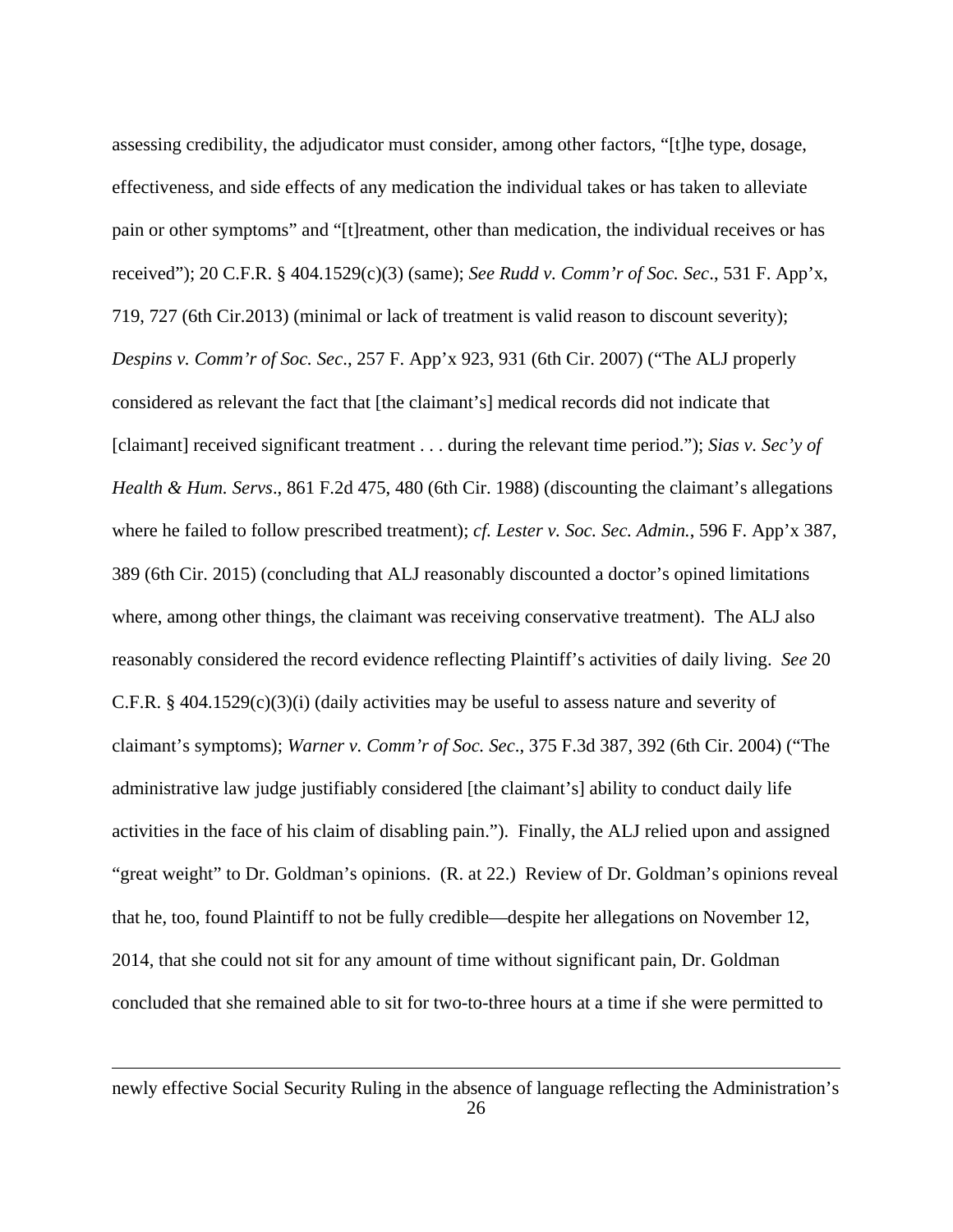assessing credibility, the adjudicator must consider, among other factors, "[t]he type, dosage, effectiveness, and side effects of any medication the individual takes or has taken to alleviate pain or other symptoms" and "[t]reatment, other than medication, the individual receives or has received"); 20 C.F.R. § 404.1529(c)(3) (same); *See Rudd v. Comm'r of Soc. Sec*., 531 F. App'x, 719, 727 (6th Cir.2013) (minimal or lack of treatment is valid reason to discount severity); *Despins v. Comm'r of Soc. Sec*., 257 F. App'x 923, 931 (6th Cir. 2007) ("The ALJ properly considered as relevant the fact that [the claimant's] medical records did not indicate that [claimant] received significant treatment . . . during the relevant time period."); *Sias v. Sec'y of Health & Hum. Servs*., 861 F.2d 475, 480 (6th Cir. 1988) (discounting the claimant's allegations where he failed to follow prescribed treatment); *cf. Lester v. Soc. Sec. Admin.*, 596 F. App'x 387, 389 (6th Cir. 2015) (concluding that ALJ reasonably discounted a doctor's opined limitations where, among other things, the claimant was receiving conservative treatment). The ALJ also reasonably considered the record evidence reflecting Plaintiff's activities of daily living. *See* 20 C.F.R. § 404.1529(c)(3)(i) (daily activities may be useful to assess nature and severity of claimant's symptoms); *Warner v. Comm'r of Soc. Sec*., 375 F.3d 387, 392 (6th Cir. 2004) ("The administrative law judge justifiably considered [the claimant's] ability to conduct daily life activities in the face of his claim of disabling pain."). Finally, the ALJ relied upon and assigned "great weight" to Dr. Goldman's opinions. (R. at 22.) Review of Dr. Goldman's opinions reveal that he, too, found Plaintiff to not be fully credible—despite her allegations on November 12, 2014, that she could not sit for any amount of time without significant pain, Dr. Goldman concluded that she remained able to sit for two-to-three hours at a time if she were permitted to

---

newly effective Social Security Ruling in the absence of language reflecting the Administration's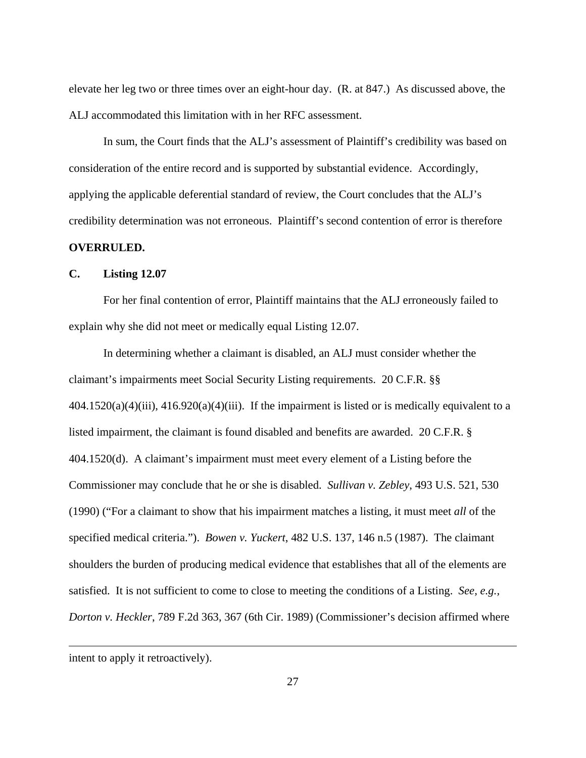elevate her leg two or three times over an eight-hour day. (R. at 847.) As discussed above, the ALJ accommodated this limitation with in her RFC assessment.

In sum, the Court finds that the ALJ's assessment of Plaintiff's credibility was based on consideration of the entire record and is supported by substantial evidence. Accordingly, applying the applicable deferential standard of review, the Court concludes that the ALJ's credibility determination was not erroneous. Plaintiff's second contention of error is therefore **OVERRULED.**

**C. Listing 12.07**

For her final contention of error, Plaintiff maintains that the ALJ erroneously failed to explain why she did not meet or medically equal Listing 12.07.

In determining whether a claimant is disabled, an ALJ must consider whether the claimant's impairments meet Social Security Listing requirements. 20 C.F.R. §§ 404.1520(a)(4)(iii), 416.920(a)(4)(iii). If the impairment is listed or is medically equivalent to a listed impairment, the claimant is found disabled and benefits are awarded. 20 C.F.R. § 404.1520(d). A claimant's impairment must meet every element of a Listing before the Commissioner may conclude that he or she is disabled. *Sullivan v. Zebley*, 493 U.S. 521, 530 (1990) ("For a claimant to show that his impairment matches a listing, it must meet *all* of the specified medical criteria."). *Bowen v. Yuckert*, 482 U.S. 137, 146 n.5 (1987). The claimant shoulders the burden of producing medical evidence that establishes that all of the elements are satisfied. It is not sufficient to come to close to meeting the conditions of a Listing. *See, e.g.*, *Dorton v. Heckler*, 789 F.2d 363, 367 (6th Cir. 1989) (Commissioner's decision affirmed where

---

intent to apply it retroactively).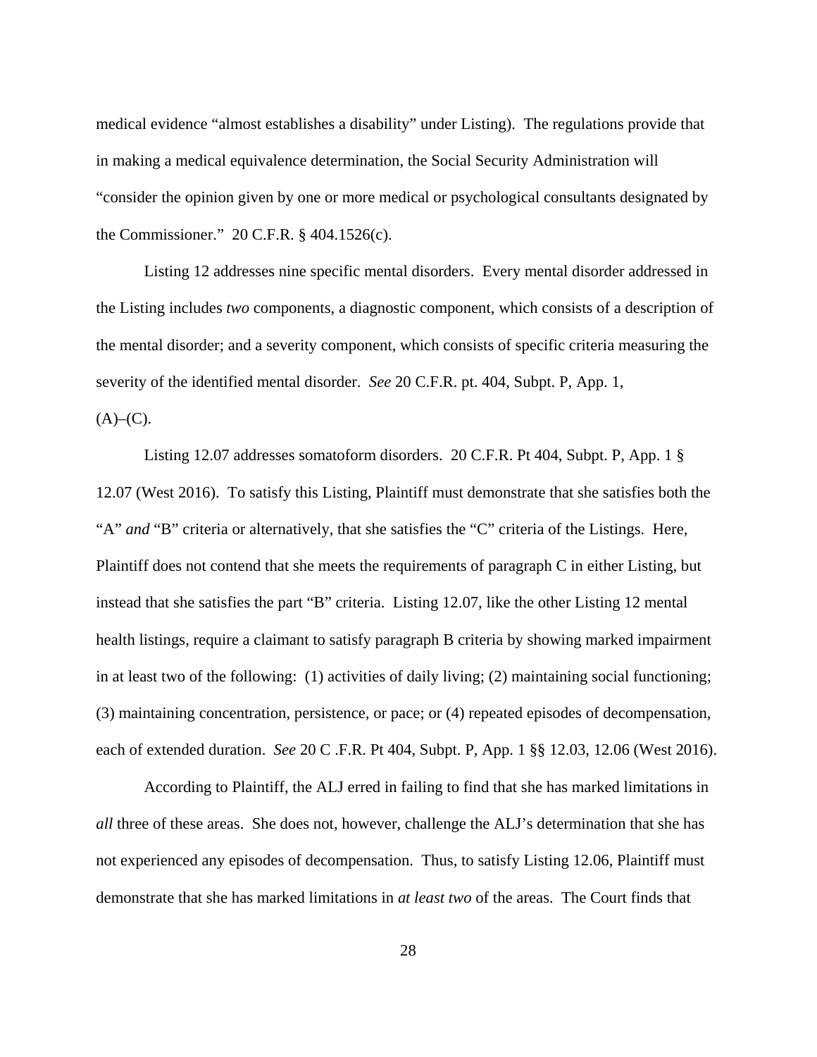medical evidence "almost establishes a disability" under Listing). The regulations provide that in making a medical equivalence determination, the Social Security Administration will "consider the opinion given by one or more medical or psychological consultants designated by the Commissioner." 20 C.F.R. § 404.1526(c).

Listing 12 addresses nine specific mental disorders. Every mental disorder addressed in the Listing includes *two* components, a diagnostic component, which consists of a description of the mental disorder; and a severity component, which consists of specific criteria measuring the severity of the identified mental disorder. *See* 20 C.F.R. pt. 404, Subpt. P, App. 1, (A)–(C).

Listing 12.07 addresses somatoform disorders. 20 C.F.R. Pt 404, Subpt. P, App. 1 § 12.07 (West 2016). To satisfy this Listing, Plaintiff must demonstrate that she satisfies both the "A" *and* "B" criteria or alternatively, that she satisfies the "C" criteria of the Listings. Here, Plaintiff does not contend that she meets the requirements of paragraph C in either Listing, but instead that she satisfies the part "B" criteria. Listing 12.07, like the other Listing 12 mental health listings, require a claimant to satisfy paragraph B criteria by showing marked impairment in at least two of the following: (1) activities of daily living; (2) maintaining social functioning; (3) maintaining concentration, persistence, or pace; or (4) repeated episodes of decompensation, each of extended duration. *See* 20 C .F.R. Pt 404, Subpt. P, App. 1 §§ 12.03, 12.06 (West 2016).

According to Plaintiff, the ALJ erred in failing to find that she has marked limitations in *all* three of these areas. She does not, however, challenge the ALJ's determination that she has not experienced any episodes of decompensation. Thus, to satisfy Listing 12.06, Plaintiff must demonstrate that she has marked limitations in *at least two* of the areas. The Court finds that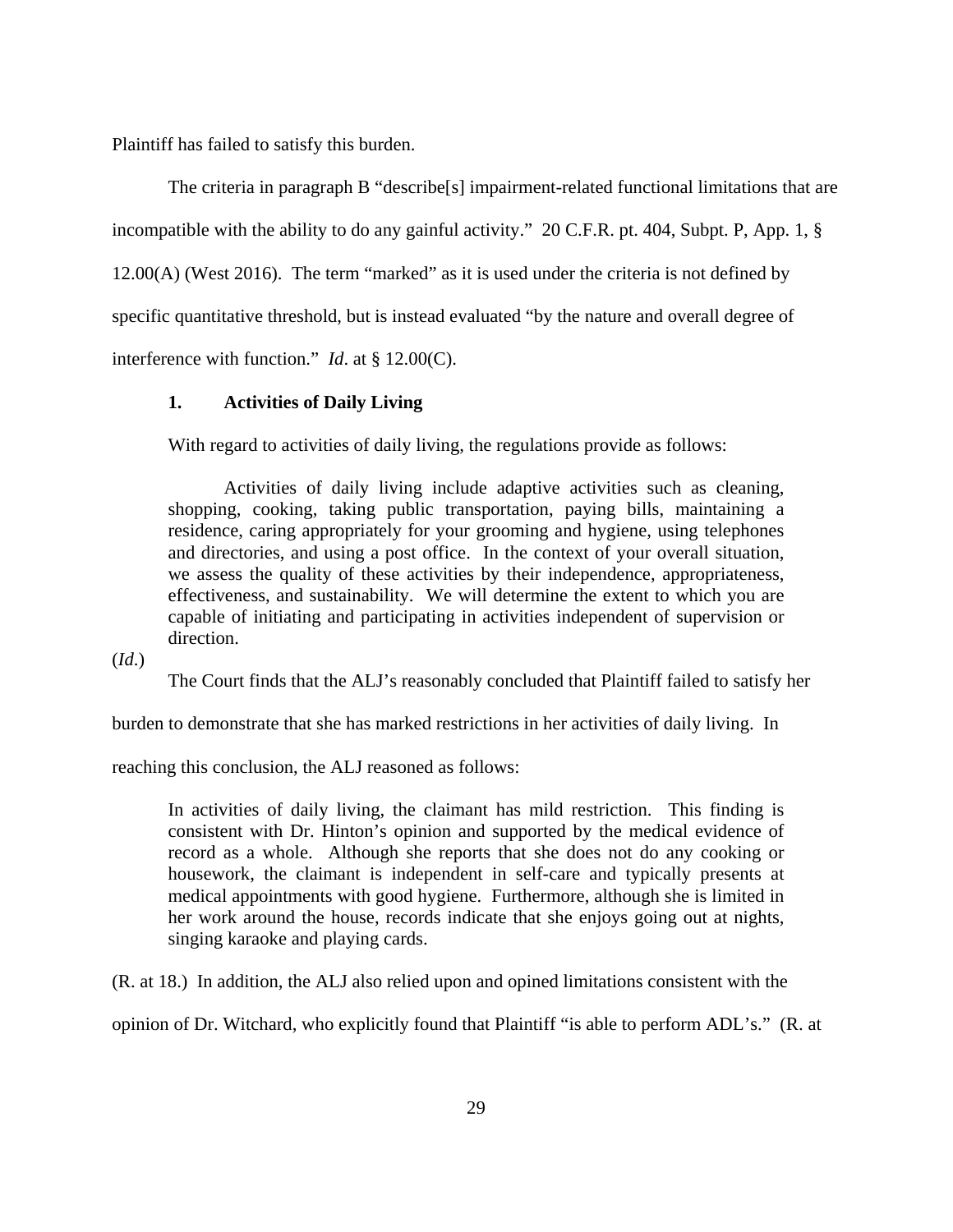Plaintiff has failed to satisfy this burden.

The criteria in paragraph B "describe[s] impairment-related functional limitations that are incompatible with the ability to do any gainful activity." 20 C.F.R. pt. 404, Subpt. P, App. 1, § 12.00(A) (West 2016). The term "marked" as it is used under the criteria is not defined by specific quantitative threshold, but is instead evaluated "by the nature and overall degree of interference with function." *Id*. at § 12.00(C).

### 1. Activities of Daily Living

With regard to activities of daily living, the regulations provide as follows:

> Activities of daily living include adaptive activities such as cleaning, shopping, cooking, taking public transportation, paying bills, maintaining a residence, caring appropriately for your grooming and hygiene, using telephones and directories, and using a post office. In the context of your overall situation, we assess the quality of these activities by their independence, appropriateness, effectiveness, and sustainability. We will determine the extent to which you are capable of initiating and participating in activities independent of supervision or direction.

(*Id*.)

The Court finds that the ALJ's reasonably concluded that Plaintiff failed to satisfy her burden to demonstrate that she has marked restrictions in her activities of daily living. In reaching this conclusion, the ALJ reasoned as follows:

> In activities of daily living, the claimant has mild restriction. This finding is consistent with Dr. Hinton's opinion and supported by the medical evidence of record as a whole. Although she reports that she does not do any cooking or housework, the claimant is independent in self-care and typically presents at medical appointments with good hygiene. Furthermore, although she is limited in her work around the house, records indicate that she enjoys going out at nights, singing karaoke and playing cards.

(R. at 18.) In addition, the ALJ also relied upon and opined limitations consistent with the opinion of Dr. Witchard, who explicitly found that Plaintiff "is able to perform ADL's." (R. at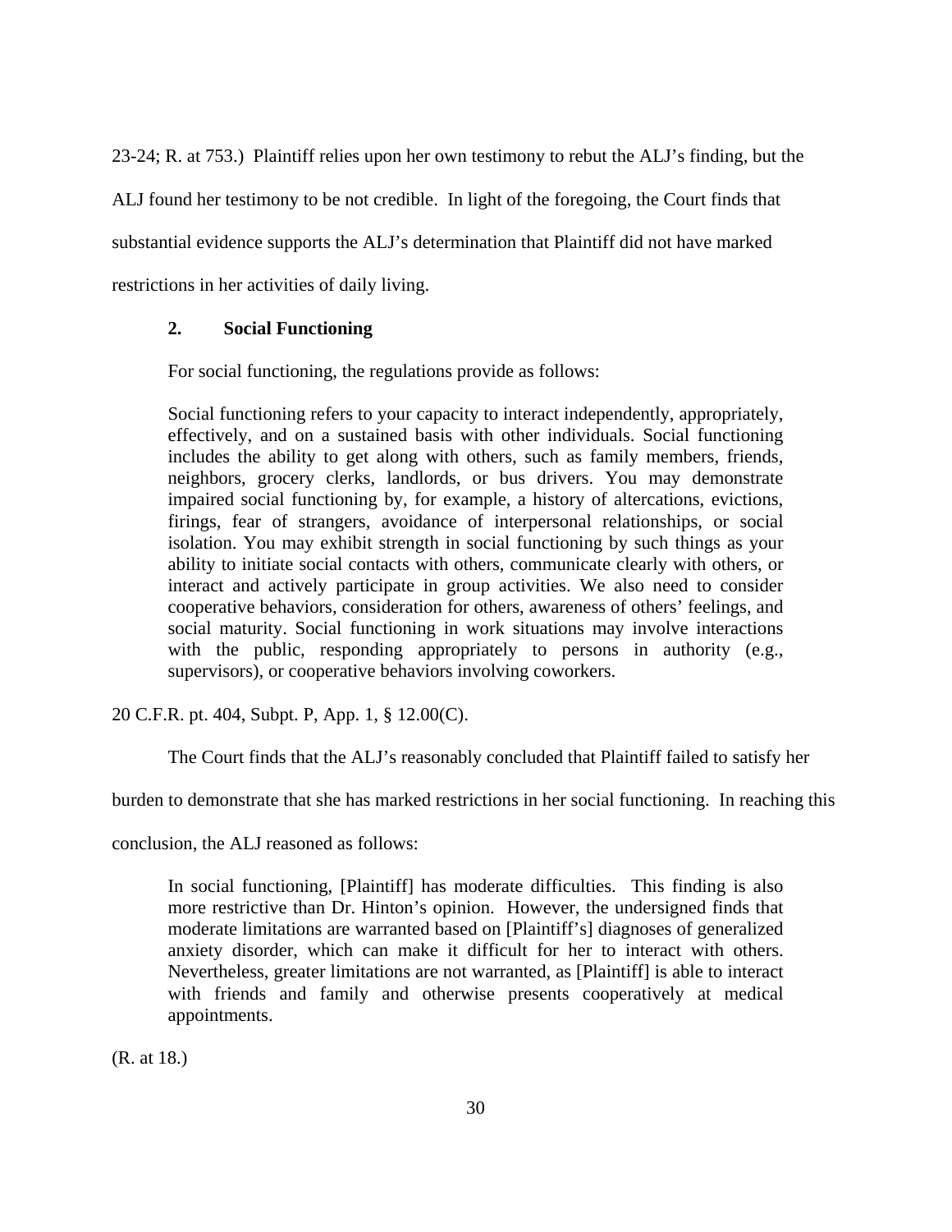23-24; R. at 753.) Plaintiff relies upon her own testimony to rebut the ALJ's finding, but the ALJ found her testimony to be not credible. In light of the foregoing, the Court finds that substantial evidence supports the ALJ's determination that Plaintiff did not have marked restrictions in her activities of daily living.

### 2. Social Functioning

For social functioning, the regulations provide as follows:

> Social functioning refers to your capacity to interact independently, appropriately, effectively, and on a sustained basis with other individuals. Social functioning includes the ability to get along with others, such as family members, friends, neighbors, grocery clerks, landlords, or bus drivers. You may demonstrate impaired social functioning by, for example, a history of altercations, evictions, firings, fear of strangers, avoidance of interpersonal relationships, or social isolation. You may exhibit strength in social functioning by such things as your ability to initiate social contacts with others, communicate clearly with others, or interact and actively participate in group activities. We also need to consider cooperative behaviors, consideration for others, awareness of others' feelings, and social maturity. Social functioning in work situations may involve interactions with the public, responding appropriately to persons in authority (e.g., supervisors), or cooperative behaviors involving coworkers.

20 C.F.R. pt. 404, Subpt. P, App. 1, § 12.00(C).

The Court finds that the ALJ's reasonably concluded that Plaintiff failed to satisfy her burden to demonstrate that she has marked restrictions in her social functioning. In reaching this conclusion, the ALJ reasoned as follows:

> In social functioning, [Plaintiff] has moderate difficulties. This finding is also more restrictive than Dr. Hinton's opinion. However, the undersigned finds that moderate limitations are warranted based on [Plaintiff's] diagnoses of generalized anxiety disorder, which can make it difficult for her to interact with others. Nevertheless, greater limitations are not warranted, as [Plaintiff] is able to interact with friends and family and otherwise presents cooperatively at medical appointments.

(R. at 18.)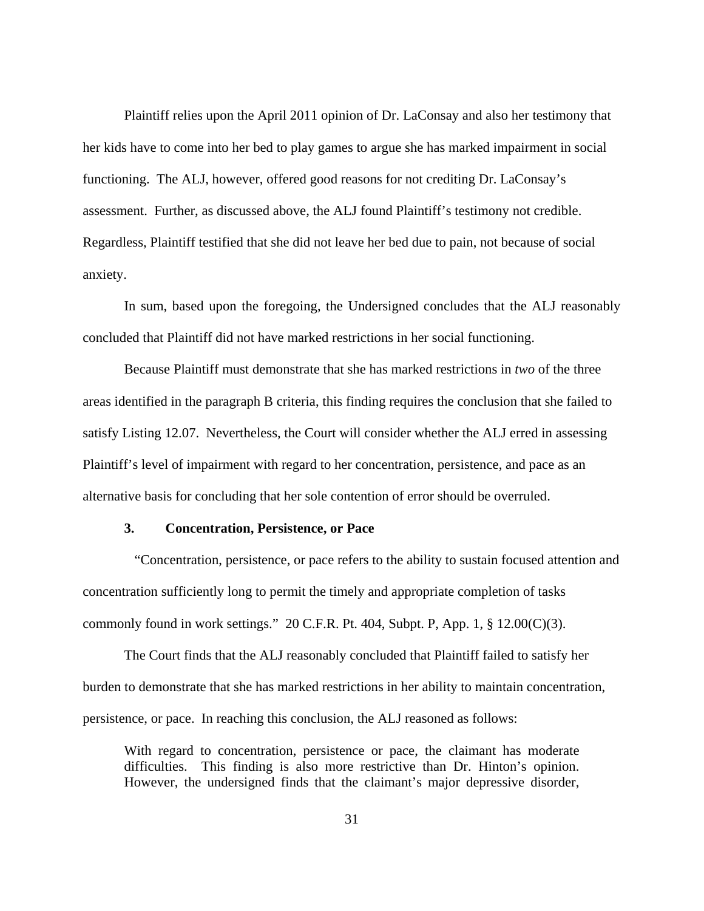Plaintiff relies upon the April 2011 opinion of Dr. LaConsay and also her testimony that her kids have to come into her bed to play games to argue she has marked impairment in social functioning. The ALJ, however, offered good reasons for not crediting Dr. LaConsay's assessment. Further, as discussed above, the ALJ found Plaintiff's testimony not credible. Regardless, Plaintiff testified that she did not leave her bed due to pain, not because of social anxiety.

In sum, based upon the foregoing, the Undersigned concludes that the ALJ reasonably concluded that Plaintiff did not have marked restrictions in her social functioning.

Because Plaintiff must demonstrate that she has marked restrictions in *two* of the three areas identified in the paragraph B criteria, this finding requires the conclusion that she failed to satisfy Listing 12.07. Nevertheless, the Court will consider whether the ALJ erred in assessing Plaintiff's level of impairment with regard to her concentration, persistence, and pace as an alternative basis for concluding that her sole contention of error should be overruled.

### 3. Concentration, Persistence, or Pace

"Concentration, persistence, or pace refers to the ability to sustain focused attention and concentration sufficiently long to permit the timely and appropriate completion of tasks commonly found in work settings." 20 C.F.R. Pt. 404, Subpt. P, App. 1, § 12.00(C)(3).

The Court finds that the ALJ reasonably concluded that Plaintiff failed to satisfy her burden to demonstrate that she has marked restrictions in her ability to maintain concentration, persistence, or pace. In reaching this conclusion, the ALJ reasoned as follows:

> With regard to concentration, persistence or pace, the claimant has moderate difficulties. This finding is also more restrictive than Dr. Hinton's opinion. However, the undersigned finds that the claimant's major depressive disorder,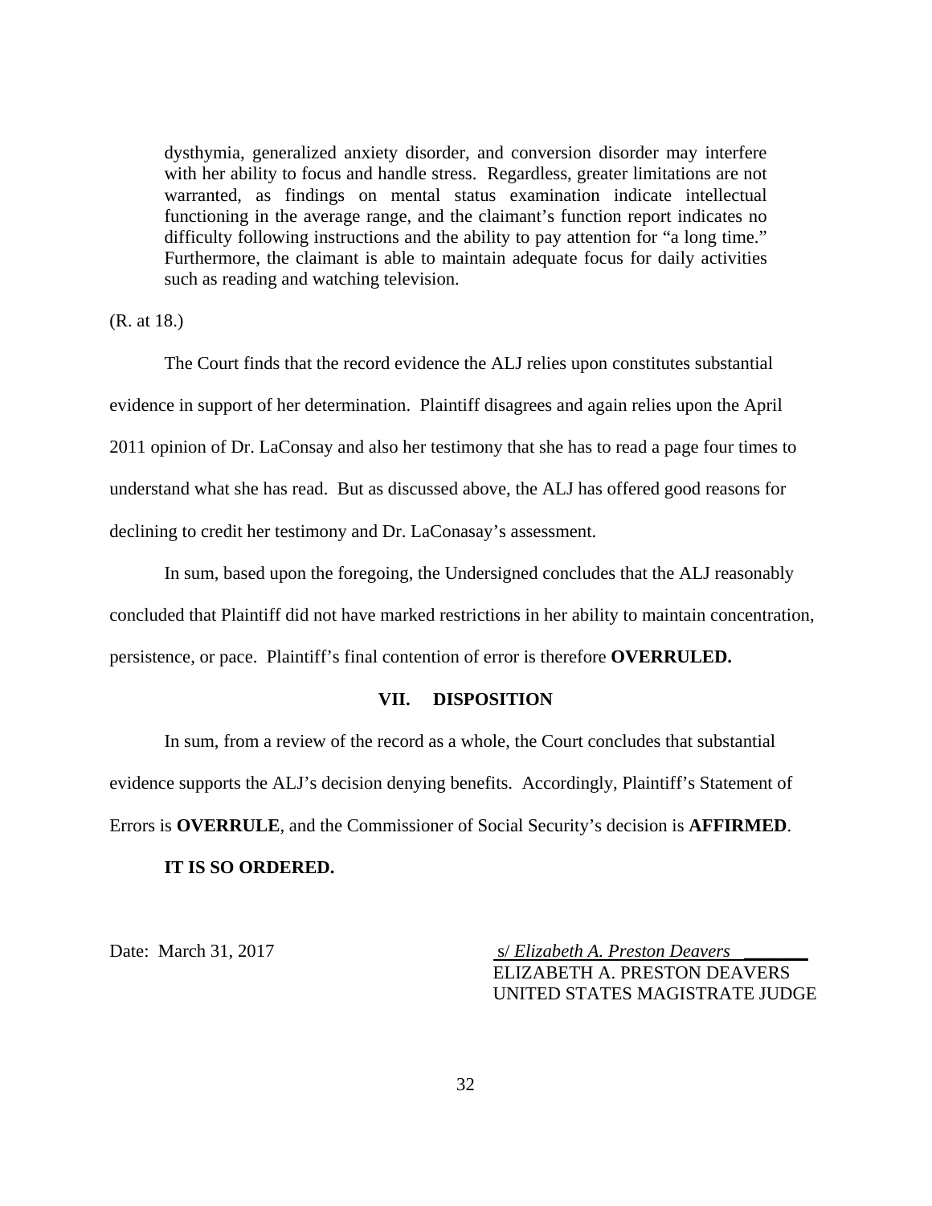> dysthymia, generalized anxiety disorder, and conversion disorder may interfere with her ability to focus and handle stress. Regardless, greater limitations are not warranted, as findings on mental status examination indicate intellectual functioning in the average range, and the claimant's function report indicates no difficulty following instructions and the ability to pay attention for "a long time." Furthermore, the claimant is able to maintain adequate focus for daily activities such as reading and watching television.

(R. at 18.)

The Court finds that the record evidence the ALJ relies upon constitutes substantial evidence in support of her determination. Plaintiff disagrees and again relies upon the April 2011 opinion of Dr. LaConsay and also her testimony that she has to read a page four times to understand what she has read. But as discussed above, the ALJ has offered good reasons for declining to credit her testimony and Dr. LaConasay's assessment.

In sum, based upon the foregoing, the Undersigned concludes that the ALJ reasonably concluded that Plaintiff did not have marked restrictions in her ability to maintain concentration, persistence, or pace. Plaintiff's final contention of error is therefore **OVERRULED.**

## VII. DISPOSITION

In sum, from a review of the record as a whole, the Court concludes that substantial evidence supports the ALJ's decision denying benefits. Accordingly, Plaintiff's Statement of Errors is **OVERRULE**, and the Commissioner of Social Security's decision is **AFFIRMED**.

**IT IS SO ORDERED.**

Date: March 31, 2017

s/ *Elizabeth A. Preston Deavers*
ELIZABETH A. PRESTON DEAVERS
UNITED STATES MAGISTRATE JUDGE